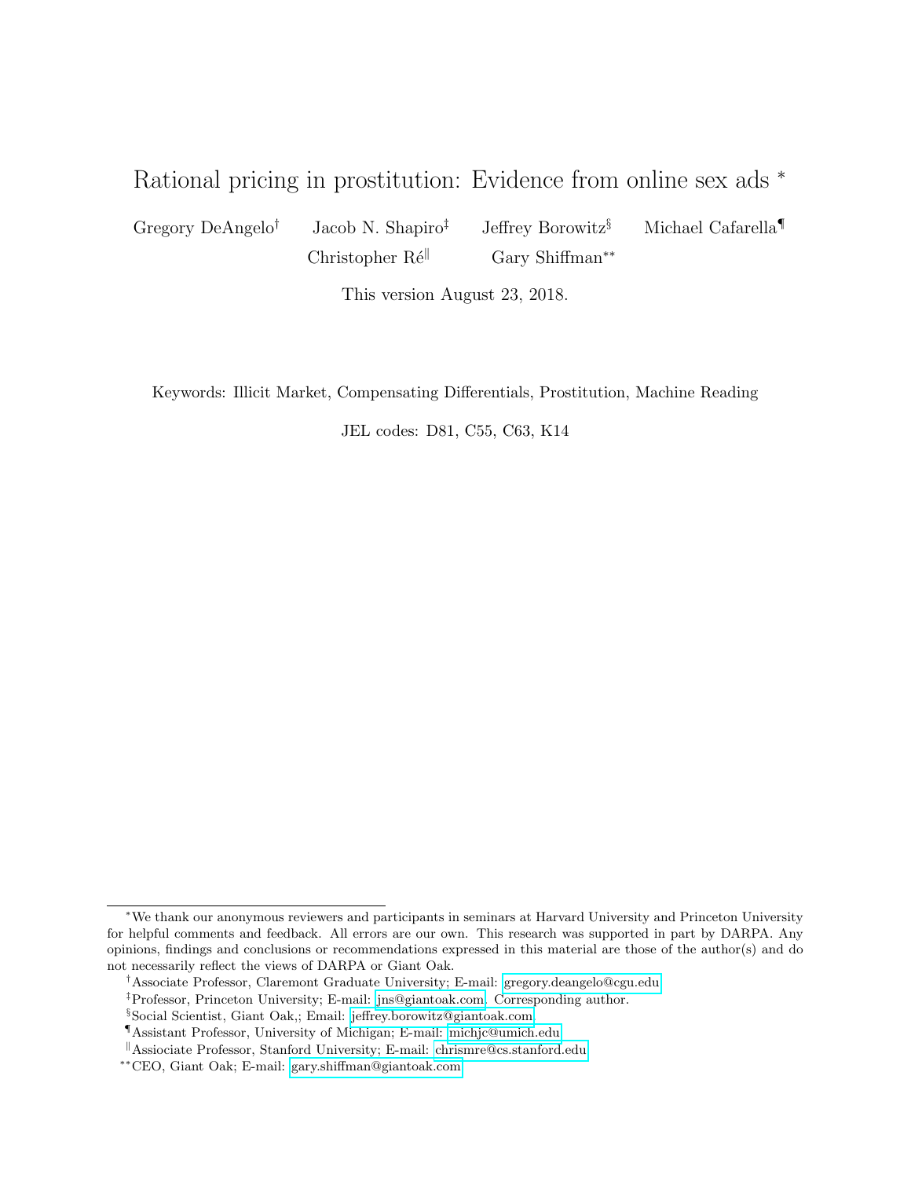# Rational pricing in prostitution: Evidence from online sex ads [*]

Gregory DeAngelo[†] Jacob N. Shapiro[‡] Jeffrey Borowitz[§] Michael Cafarella[¶] Christopher Ré[‖] Gary Shiffman[**]

This version August 23, 2018.

Keywords: Illicit Market, Compensating Differentials, Prostitution, Machine Reading

JEL codes: D81, C55, C63, K14

---

[*] We thank our anonymous reviewers and participants in seminars at Harvard University and Princeton University for helpful comments and feedback. All errors are our own. This research was supported in part by DARPA. Any opinions, findings and conclusions or recommendations expressed in this material are those of the author(s) and do not necessarily reflect the views of DARPA or Giant Oak.

[†] Associate Professor, Claremont Graduate University; E-mail: gregory.deangelo@cgu.edu

[‡] Professor, Princeton University; E-mail: jns@giantoak.com. Corresponding author.

[§] Social Scientist, Giant Oak,; Email: jeffrey.borowitz@giantoak.com

[¶] Assistant Professor, University of Michigan; E-mail: michjc@umich.edu

[‖] Assiociate Professor, Stanford University; E-mail: chrismre@cs.stanford.edu

[**] CEO, Giant Oak; E-mail: gary.shiffman@giantoak.com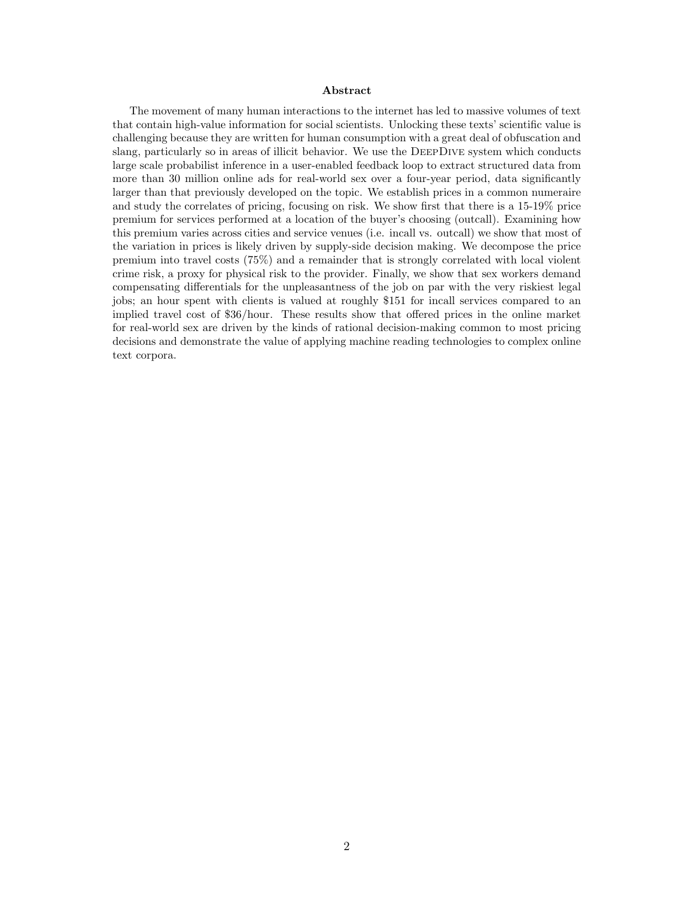## Abstract

The movement of many human interactions to the internet has led to massive volumes of text that contain high-value information for social scientists. Unlocking these texts' scientific value is challenging because they are written for human consumption with a great deal of obfuscation and slang, particularly so in areas of illicit behavior. We use the DeepDive system which conducts large scale probabilist inference in a user-enabled feedback loop to extract structured data from more than 30 million online ads for real-world sex over a four-year period, data significantly larger than that previously developed on the topic. We establish prices in a common numeraire and study the correlates of pricing, focusing on risk. We show first that there is a 15-19% price premium for services performed at a location of the buyer's choosing (outcall). Examining how this premium varies across cities and service venues (i.e. incall vs. outcall) we show that most of the variation in prices is likely driven by supply-side decision making. We decompose the price premium into travel costs (75%) and a remainder that is strongly correlated with local violent crime risk, a proxy for physical risk to the provider. Finally, we show that sex workers demand compensating differentials for the unpleasantness of the job on par with the very riskiest legal jobs; an hour spent with clients is valued at roughly $151 for incall services compared to an implied travel cost of $36/hour. These results show that offered prices in the online market for real-world sex are driven by the kinds of rational decision-making common to most pricing decisions and demonstrate the value of applying machine reading technologies to complex online text corpora.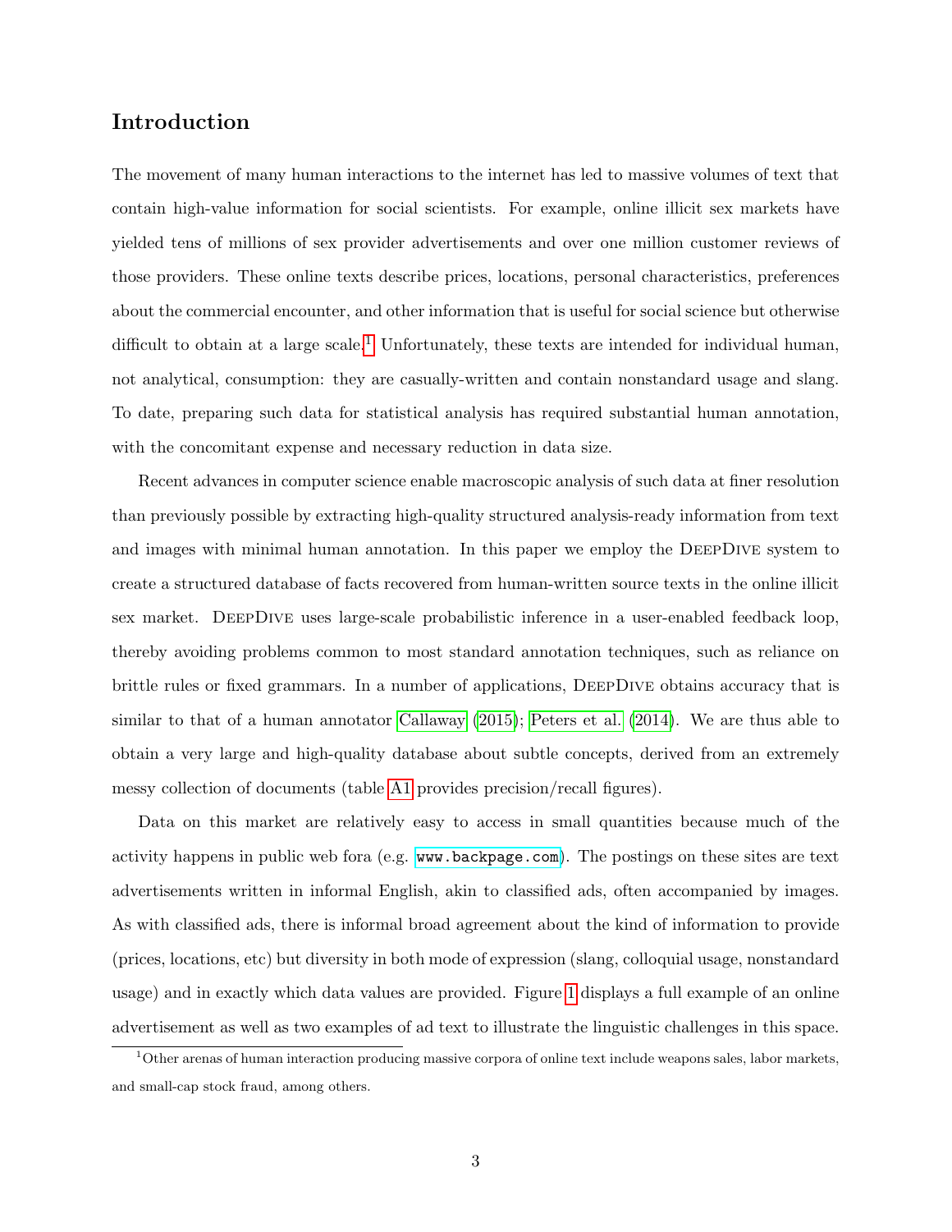## Introduction

The movement of many human interactions to the internet has led to massive volumes of text that contain high-value information for social scientists. For example, online illicit sex markets have yielded tens of millions of sex provider advertisements and over one million customer reviews of those providers. These online texts describe prices, locations, personal characteristics, preferences about the commercial encounter, and other information that is useful for social science but otherwise difficult to obtain at a large scale.[1] Unfortunately, these texts are intended for individual human, not analytical, consumption: they are casually-written and contain nonstandard usage and slang. To date, preparing such data for statistical analysis has required substantial human annotation, with the concomitant expense and necessary reduction in data size.

Recent advances in computer science enable macroscopic analysis of such data at finer resolution than previously possible by extracting high-quality structured analysis-ready information from text and images with minimal human annotation. In this paper we employ the DeepDive system to create a structured database of facts recovered from human-written source texts in the online illicit sex market. DeepDive uses large-scale probabilistic inference in a user-enabled feedback loop, thereby avoiding problems common to most standard annotation techniques, such as reliance on brittle rules or fixed grammars. In a number of applications, DeepDive obtains accuracy that is similar to that of a human annotator Callaway (2015); Peters et al. (2014). We are thus able to obtain a very large and high-quality database about subtle concepts, derived from an extremely messy collection of documents (table A1 provides precision/recall figures).

Data on this market are relatively easy to access in small quantities because much of the activity happens in public web fora (e.g. `www.backpage.com`). The postings on these sites are text advertisements written in informal English, akin to classified ads, often accompanied by images. As with classified ads, there is informal broad agreement about the kind of information to provide (prices, locations, etc) but diversity in both mode of expression (slang, colloquial usage, nonstandard usage) and in exactly which data values are provided. Figure 1 displays a full example of an online advertisement as well as two examples of ad text to illustrate the linguistic challenges in this space.

[1] Other arenas of human interaction producing massive corpora of online text include weapons sales, labor markets, and small-cap stock fraud, among others.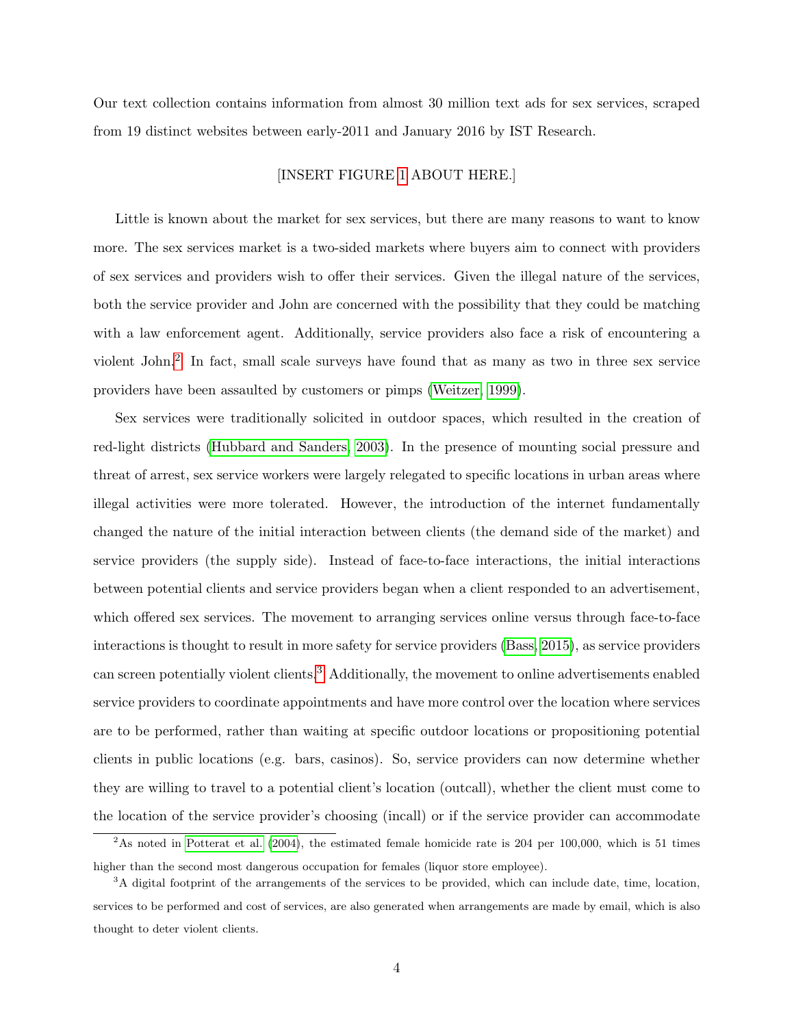Our text collection contains information from almost 30 million text ads for sex services, scraped from 19 distinct websites between early-2011 and January 2016 by IST Research.

[INSERT FIGURE 1 ABOUT HERE.]

Little is known about the market for sex services, but there are many reasons to want to know more. The sex services market is a two-sided markets where buyers aim to connect with providers of sex services and providers wish to offer their services. Given the illegal nature of the services, both the service provider and John are concerned with the possibility that they could be matching with a law enforcement agent. Additionally, service providers also face a risk of encountering a violent John.[2] In fact, small scale surveys have found that as many as two in three sex service providers have been assaulted by customers or pimps (Weitzer, 1999).

Sex services were traditionally solicited in outdoor spaces, which resulted in the creation of red-light districts (Hubbard and Sanders, 2003). In the presence of mounting social pressure and threat of arrest, sex service workers were largely relegated to specific locations in urban areas where illegal activities were more tolerated. However, the introduction of the internet fundamentally changed the nature of the initial interaction between clients (the demand side of the market) and service providers (the supply side). Instead of face-to-face interactions, the initial interactions between potential clients and service providers began when a client responded to an advertisement, which offered sex services. The movement to arranging services online versus through face-to-face interactions is thought to result in more safety for service providers (Bass, 2015), as service providers can screen potentially violent clients.[3] Additionally, the movement to online advertisements enabled service providers to coordinate appointments and have more control over the location where services are to be performed, rather than waiting at specific outdoor locations or propositioning potential clients in public locations (e.g. bars, casinos). So, service providers can now determine whether they are willing to travel to a potential client's location (outcall), whether the client must come to the location of the service provider's choosing (incall) or if the service provider can accommodate

[2] As noted in Potterat et al. (2004), the estimated female homicide rate is 204 per 100,000, which is 51 times higher than the second most dangerous occupation for females (liquor store employee).

[3] A digital footprint of the arrangements of the services to be provided, which can include date, time, location, services to be performed and cost of services, are also generated when arrangements are made by email, which is also thought to deter violent clients.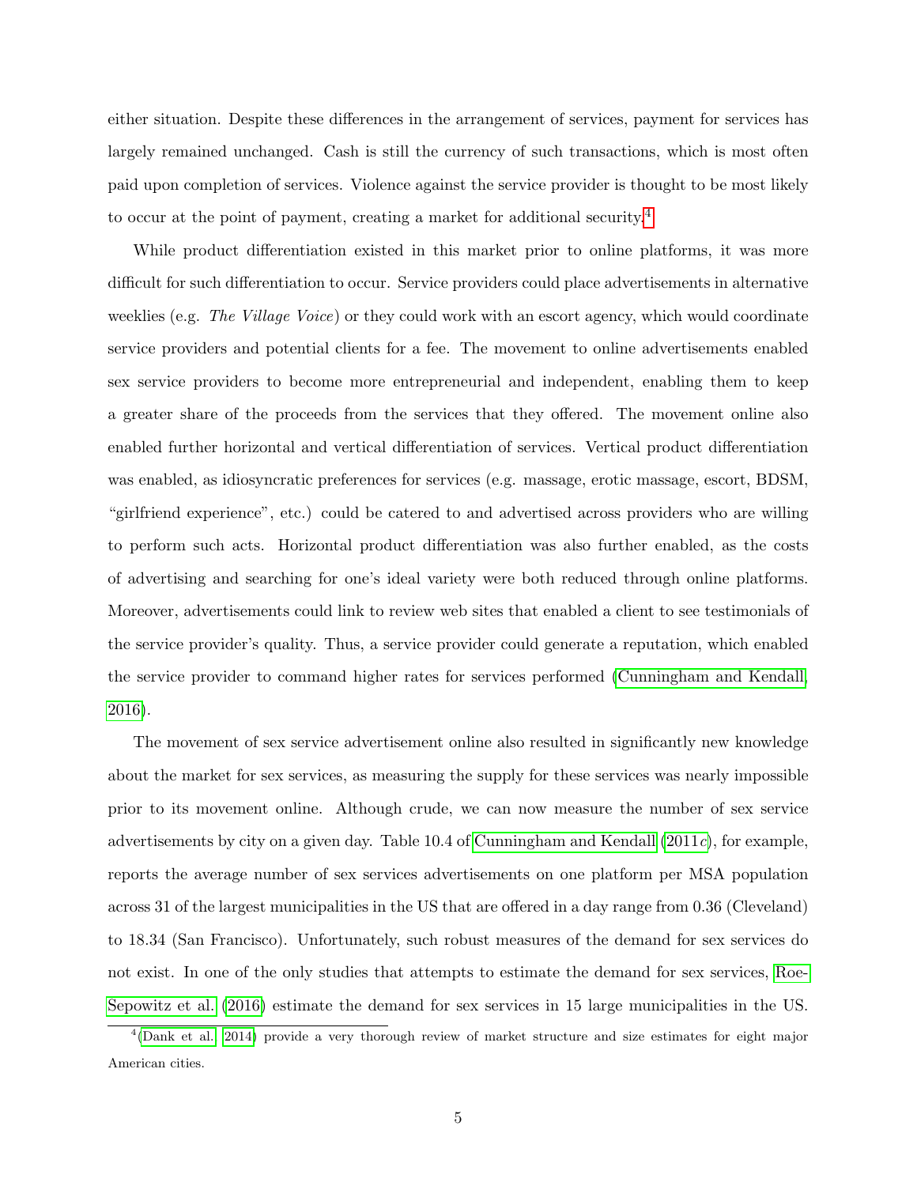either situation. Despite these differences in the arrangement of services, payment for services has largely remained unchanged. Cash is still the currency of such transactions, which is most often paid upon completion of services. Violence against the service provider is thought to be most likely to occur at the point of payment, creating a market for additional security.[4]

While product differentiation existed in this market prior to online platforms, it was more difficult for such differentiation to occur. Service providers could place advertisements in alternative weeklies (e.g. *The Village Voice*) or they could work with an escort agency, which would coordinate service providers and potential clients for a fee. The movement to online advertisements enabled sex service providers to become more entrepreneurial and independent, enabling them to keep a greater share of the proceeds from the services that they offered. The movement online also enabled further horizontal and vertical differentiation of services. Vertical product differentiation was enabled, as idiosyncratic preferences for services (e.g. massage, erotic massage, escort, BDSM, "girlfriend experience", etc.) could be catered to and advertised across providers who are willing to perform such acts. Horizontal product differentiation was also further enabled, as the costs of advertising and searching for one's ideal variety were both reduced through online platforms. Moreover, advertisements could link to review web sites that enabled a client to see testimonials of the service provider's quality. Thus, a service provider could generate a reputation, which enabled the service provider to command higher rates for services performed (Cunningham and Kendall, 2016).

The movement of sex service advertisement online also resulted in significantly new knowledge about the market for sex services, as measuring the supply for these services was nearly impossible prior to its movement online. Although crude, we can now measure the number of sex service advertisements by city on a given day. Table 10.4 of Cunningham and Kendall (2011*c*), for example, reports the average number of sex services advertisements on one platform per MSA population across 31 of the largest municipalities in the US that are offered in a day range from 0.36 (Cleveland) to 18.34 (San Francisco). Unfortunately, such robust measures of the demand for sex services do not exist. In one of the only studies that attempts to estimate the demand for sex services, Roe-Sepowitz et al. (2016) estimate the demand for sex services in 15 large municipalities in the US.

[4](Dank et al. 2014) provide a very thorough review of market structure and size estimates for eight major American cities.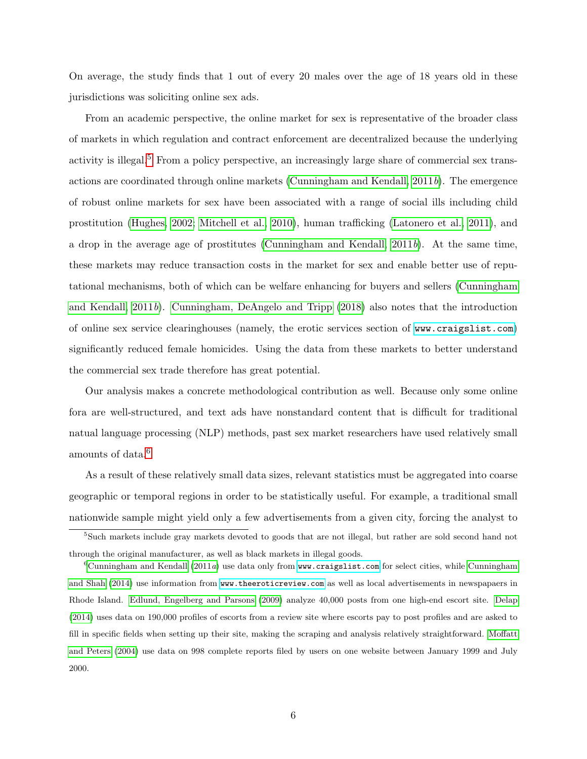On average, the study finds that 1 out of every 20 males over the age of 18 years old in these jurisdictions was soliciting online sex ads.

From an academic perspective, the online market for sex is representative of the broader class of markets in which regulation and contract enforcement are decentralized because the underlying activity is illegal.[5] From a policy perspective, an increasingly large share of commercial sex transactions are coordinated through online markets (Cunningham and Kendall, 2011*b*). The emergence of robust online markets for sex have been associated with a range of social ills including child prostitution (Hughes, 2002; Mitchell et al., 2010), human trafficking (Latonero et al., 2011), and a drop in the average age of prostitutes (Cunningham and Kendall, 2011*b*). At the same time, these markets may reduce transaction costs in the market for sex and enable better use of reputational mechanisms, both of which can be welfare enhancing for buyers and sellers (Cunningham and Kendall, 2011*b*). Cunningham, DeAngelo and Tripp (2018) also notes that the introduction of online sex service clearinghouses (namely, the erotic services section of `www.craigslist.com`) significantly reduced female homicides. Using the data from these markets to better understand the commercial sex trade therefore has great potential.

Our analysis makes a concrete methodological contribution as well. Because only some online fora are well-structured, and text ads have nonstandard content that is difficult for traditional natual language processing (NLP) methods, past sex market researchers have used relatively small amounts of data.[6]

As a result of these relatively small data sizes, relevant statistics must be aggregated into coarse geographic or temporal regions in order to be statistically useful. For example, a traditional small nationwide sample might yield only a few advertisements from a given city, forcing the analyst to

---

[5] Such markets include gray markets devoted to goods that are not illegal, but rather are sold second hand not through the original manufacturer, as well as black markets in illegal goods.

[6] Cunningham and Kendall (2011*a*) use data only from `www.craigslist.com` for select cities, while Cunningham and Shah (2014) use information from `www.theeroticreview.com` as well as local advertisements in newspapaers in Rhode Island. Edlund, Engelberg and Parsons (2009) analyze 40,000 posts from one high-end escort site. Delap (2014) uses data on 190,000 profiles of escorts from a review site where escorts pay to post profiles and are asked to fill in specific fields when setting up their site, making the scraping and analysis relatively straightforward. Moffatt and Peters (2004) use data on 998 complete reports filed by users on one website between January 1999 and July 2000.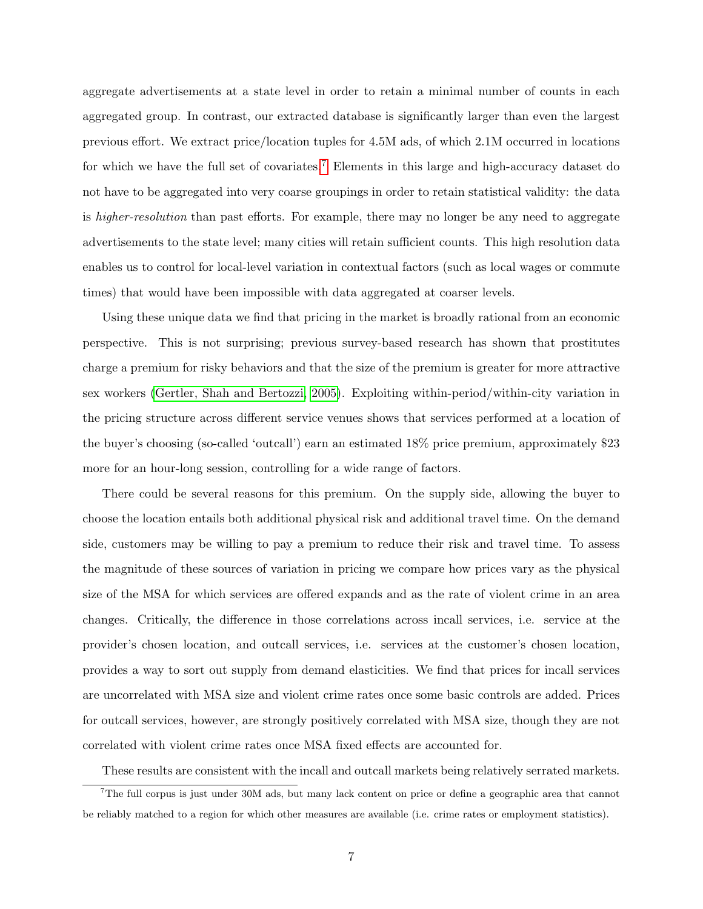aggregate advertisements at a state level in order to retain a minimal number of counts in each aggregated group. In contrast, our extracted database is significantly larger than even the largest previous effort. We extract price/location tuples for 4.5M ads, of which 2.1M occurred in locations for which we have the full set of covariates.[7] Elements in this large and high-accuracy dataset do not have to be aggregated into very coarse groupings in order to retain statistical validity: the data is *higher-resolution* than past efforts. For example, there may no longer be any need to aggregate advertisements to the state level; many cities will retain sufficient counts. This high resolution data enables us to control for local-level variation in contextual factors (such as local wages or commute times) that would have been impossible with data aggregated at coarser levels.

Using these unique data we find that pricing in the market is broadly rational from an economic perspective. This is not surprising; previous survey-based research has shown that prostitutes charge a premium for risky behaviors and that the size of the premium is greater for more attractive sex workers (Gertler, Shah and Bertozzi, 2005). Exploiting within-period/within-city variation in the pricing structure across different service venues shows that services performed at a location of the buyer's choosing (so-called 'outcall') earn an estimated 18% price premium, approximately $23 more for an hour-long session, controlling for a wide range of factors.

There could be several reasons for this premium. On the supply side, allowing the buyer to choose the location entails both additional physical risk and additional travel time. On the demand side, customers may be willing to pay a premium to reduce their risk and travel time. To assess the magnitude of these sources of variation in pricing we compare how prices vary as the physical size of the MSA for which services are offered expands and as the rate of violent crime in an area changes. Critically, the difference in those correlations across incall services, i.e. service at the provider's chosen location, and outcall services, i.e. services at the customer's chosen location, provides a way to sort out supply from demand elasticities. We find that prices for incall services are uncorrelated with MSA size and violent crime rates once some basic controls are added. Prices for outcall services, however, are strongly positively correlated with MSA size, though they are not correlated with violent crime rates once MSA fixed effects are accounted for.

These results are consistent with the incall and outcall markets being relatively serrated markets.

[7] The full corpus is just under 30M ads, but many lack content on price or define a geographic area that cannot be reliably matched to a region for which other measures are available (i.e. crime rates or employment statistics).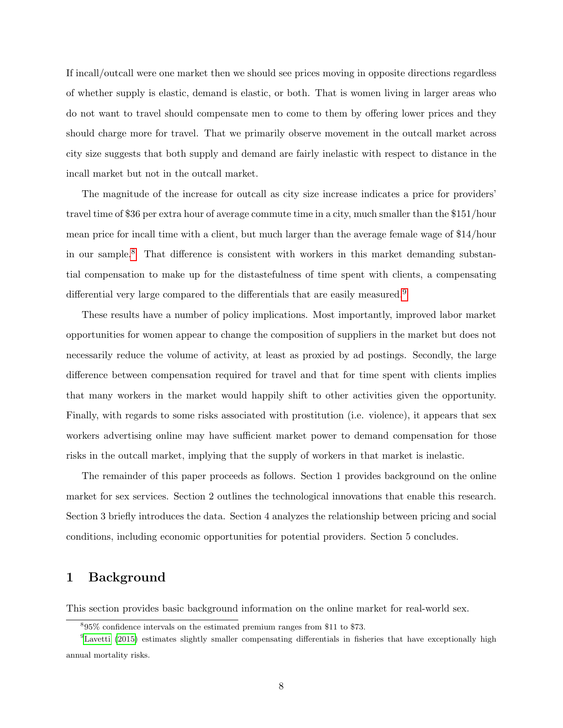If incall/outcall were one market then we should see prices moving in opposite directions regardless of whether supply is elastic, demand is elastic, or both. That is women living in larger areas who do not want to travel should compensate men to come to them by offering lower prices and they should charge more for travel. That we primarily observe movement in the outcall market across city size suggests that both supply and demand are fairly inelastic with respect to distance in the incall market but not in the outcall market.

The magnitude of the increase for outcall as city size increase indicates a price for providers' travel time of $36 per extra hour of average commute time in a city, much smaller than the $151/hour mean price for incall time with a client, but much larger than the average female wage of $14/hour in our sample.[8] That difference is consistent with workers in this market demanding substantial compensation to make up for the distastefulness of time spent with clients, a compensating differential very large compared to the differentials that are easily measured.[9]

These results have a number of policy implications. Most importantly, improved labor market opportunities for women appear to change the composition of suppliers in the market but does not necessarily reduce the volume of activity, at least as proxied by ad postings. Secondly, the large difference between compensation required for travel and that for time spent with clients implies that many workers in the market would happily shift to other activities given the opportunity. Finally, with regards to some risks associated with prostitution (i.e. violence), it appears that sex workers advertising online may have sufficient market power to demand compensation for those risks in the outcall market, implying that the supply of workers in that market is inelastic.

The remainder of this paper proceeds as follows. Section 1 provides background on the online market for sex services. Section 2 outlines the technological innovations that enable this research. Section 3 briefly introduces the data. Section 4 analyzes the relationship between pricing and social conditions, including economic opportunities for potential providers. Section 5 concludes.

# 1 Background

This section provides basic background information on the online market for real-world sex.

---

[8] 95% confidence intervals on the estimated premium ranges from $11 to $73.

[9] Lavetti (2015) estimates slightly smaller compensating differentials in fisheries that have exceptionally high annual mortality risks.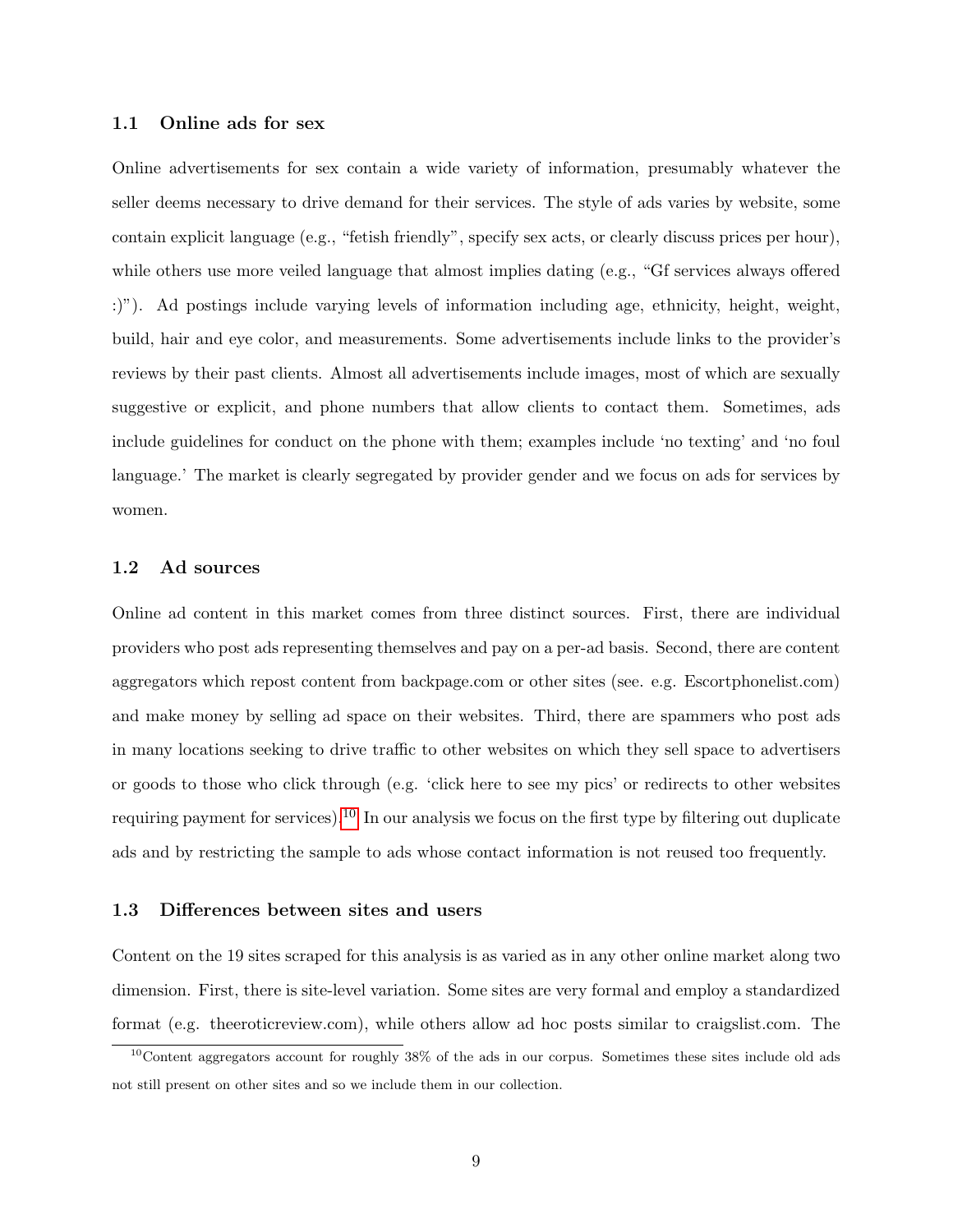### 1.1 Online ads for sex

Online advertisements for sex contain a wide variety of information, presumably whatever the seller deems necessary to drive demand for their services. The style of ads varies by website, some contain explicit language (e.g., "fetish friendly", specify sex acts, or clearly discuss prices per hour), while others use more veiled language that almost implies dating (e.g., "Gf services always offered :)"). Ad postings include varying levels of information including age, ethnicity, height, weight, build, hair and eye color, and measurements. Some advertisements include links to the provider's reviews by their past clients. Almost all advertisements include images, most of which are sexually suggestive or explicit, and phone numbers that allow clients to contact them. Sometimes, ads include guidelines for conduct on the phone with them; examples include 'no texting' and 'no foul language.' The market is clearly segregated by provider gender and we focus on ads for services by women.

### 1.2 Ad sources

Online ad content in this market comes from three distinct sources. First, there are individual providers who post ads representing themselves and pay on a per-ad basis. Second, there are content aggregators which repost content from backpage.com or other sites (see. e.g. Escortphonelist.com) and make money by selling ad space on their websites. Third, there are spammers who post ads in many locations seeking to drive traffic to other websites on which they sell space to advertisers or goods to those who click through (e.g. 'click here to see my pics' or redirects to other websites requiring payment for services).[10] In our analysis we focus on the first type by filtering out duplicate ads and by restricting the sample to ads whose contact information is not reused too frequently.

### 1.3 Differences between sites and users

Content on the 19 sites scraped for this analysis is as varied as in any other online market along two dimension. First, there is site-level variation. Some sites are very formal and employ a standardized format (e.g. theeroticreview.com), while others allow ad hoc posts similar to craigslist.com. The

[10] Content aggregators account for roughly 38% of the ads in our corpus. Sometimes these sites include old ads not still present on other sites and so we include them in our collection.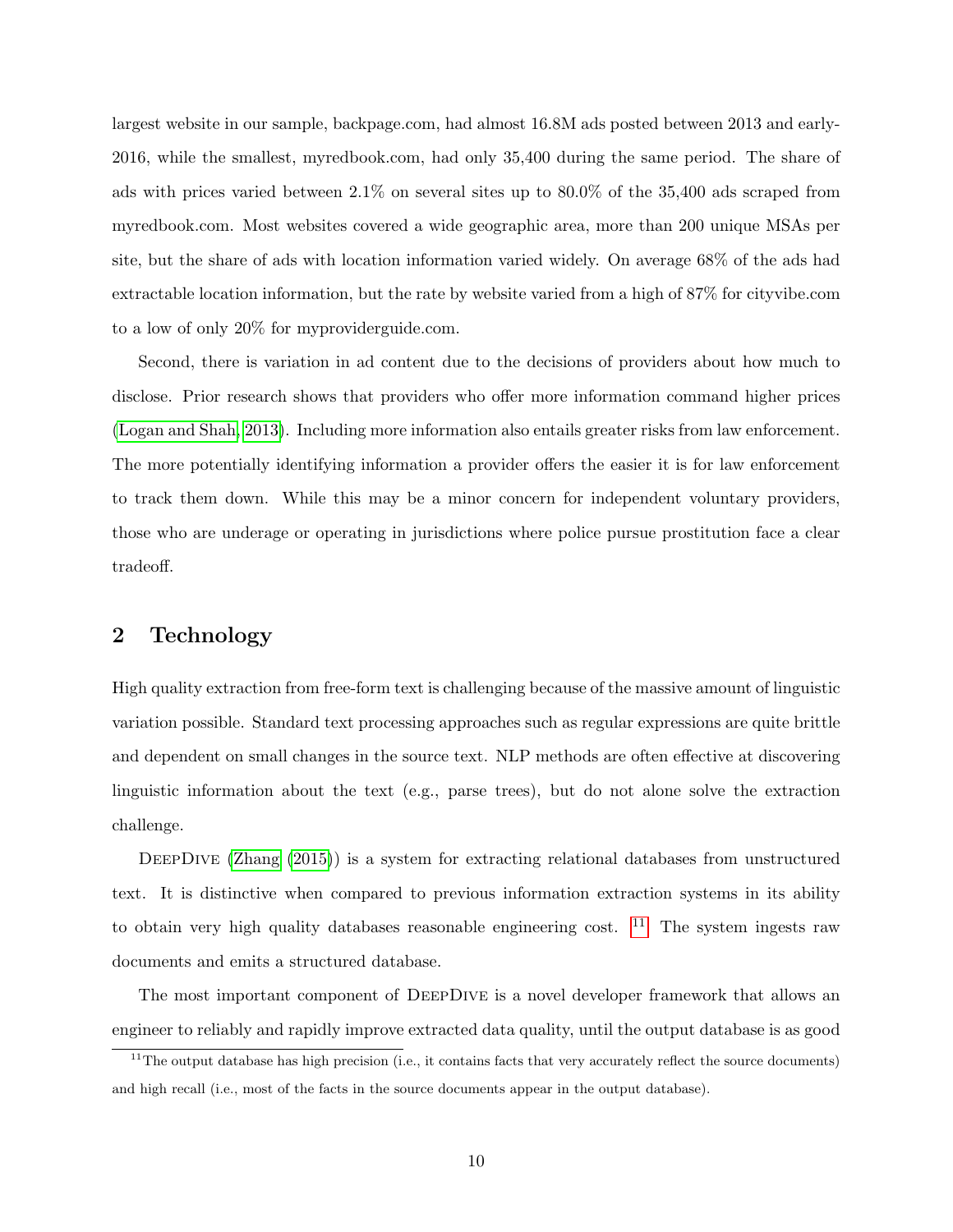largest website in our sample, backpage.com, had almost 16.8M ads posted between 2013 and early-2016, while the smallest, myredbook.com, had only 35,400 during the same period. The share of ads with prices varied between 2.1% on several sites up to 80.0% of the 35,400 ads scraped from myredbook.com. Most websites covered a wide geographic area, more than 200 unique MSAs per site, but the share of ads with location information varied widely. On average 68% of the ads had extractable location information, but the rate by website varied from a high of 87% for cityvibe.com to a low of only 20% for myproviderguide.com.

Second, there is variation in ad content due to the decisions of providers about how much to disclose. Prior research shows that providers who offer more information command higher prices (Logan and Shah, 2013). Including more information also entails greater risks from law enforcement. The more potentially identifying information a provider offers the easier it is for law enforcement to track them down. While this may be a minor concern for independent voluntary providers, those who are underage or operating in jurisdictions where police pursue prostitution face a clear tradeoff.

## 2 Technology

High quality extraction from free-form text is challenging because of the massive amount of linguistic variation possible. Standard text processing approaches such as regular expressions are quite brittle and dependent on small changes in the source text. NLP methods are often effective at discovering linguistic information about the text (e.g., parse trees), but do not alone solve the extraction challenge.

DeepDive (Zhang (2015)) is a system for extracting relational databases from unstructured text. It is distinctive when compared to previous information extraction systems in its ability to obtain very high quality databases reasonable engineering cost. [11] The system ingests raw documents and emits a structured database.

The most important component of DeepDive is a novel developer framework that allows an engineer to reliably and rapidly improve extracted data quality, until the output database is as good

[11] The output database has high precision (i.e., it contains facts that very accurately reflect the source documents) and high recall (i.e., most of the facts in the source documents appear in the output database).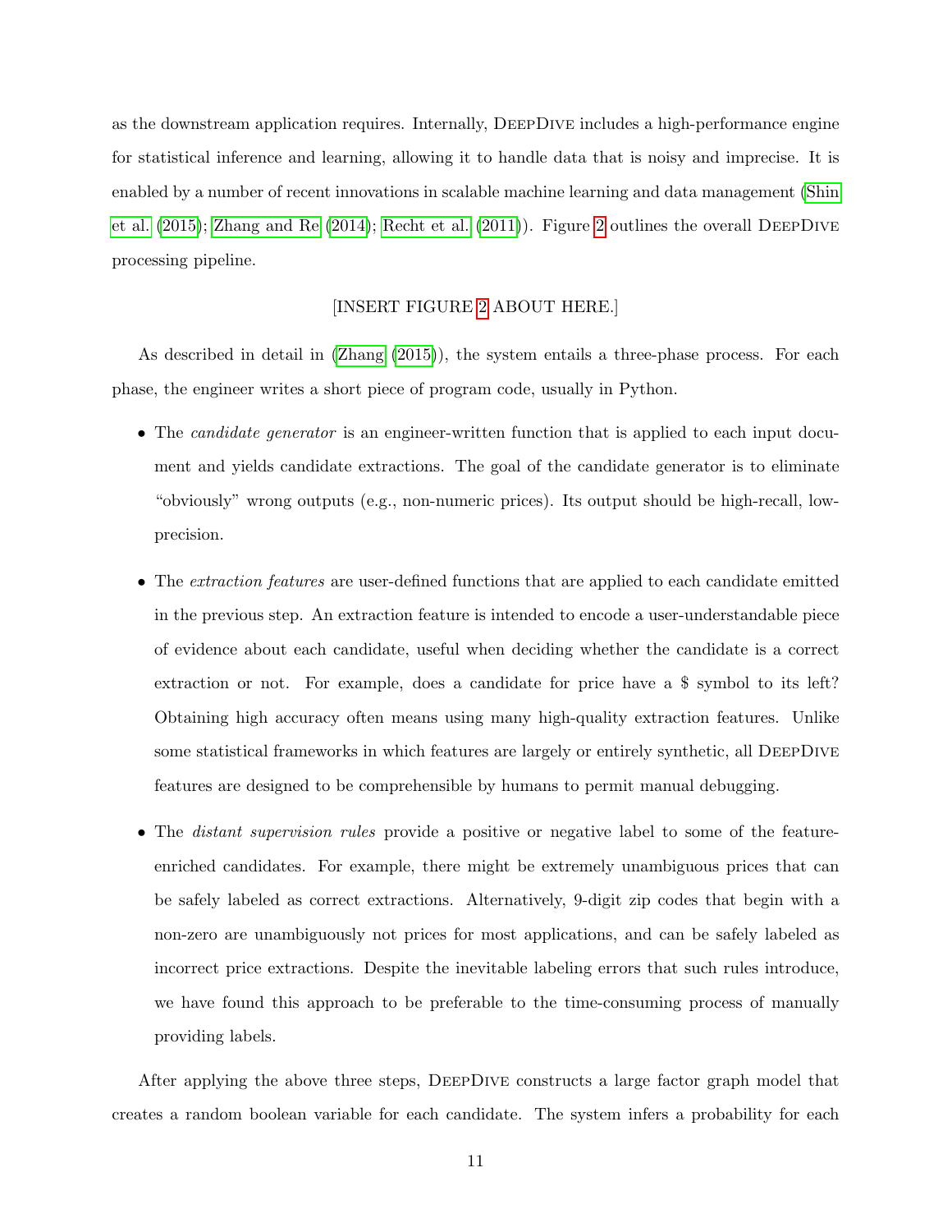as the downstream application requires. Internally, DeepDive includes a high-performance engine for statistical inference and learning, allowing it to handle data that is noisy and imprecise. It is enabled by a number of recent innovations in scalable machine learning and data management (Shin et al. (2015); Zhang and Re (2014); Recht et al. (2011)). Figure 2 outlines the overall DeepDive processing pipeline.

[INSERT FIGURE 2 ABOUT HERE.]

As described in detail in (Zhang (2015)), the system entails a three-phase process. For each phase, the engineer writes a short piece of program code, usually in Python.

- The *candidate generator* is an engineer-written function that is applied to each input document and yields candidate extractions. The goal of the candidate generator is to eliminate "obviously" wrong outputs (e.g., non-numeric prices). Its output should be high-recall, low-precision.
- The *extraction features* are user-defined functions that are applied to each candidate emitted in the previous step. An extraction feature is intended to encode a user-understandable piece of evidence about each candidate, useful when deciding whether the candidate is a correct extraction or not. For example, does a candidate for price have a $ symbol to its left? Obtaining high accuracy often means using many high-quality extraction features. Unlike some statistical frameworks in which features are largely or entirely synthetic, all DeepDive features are designed to be comprehensible by humans to permit manual debugging.
- The *distant supervision rules* provide a positive or negative label to some of the feature-enriched candidates. For example, there might be extremely unambiguous prices that can be safely labeled as correct extractions. Alternatively, 9-digit zip codes that begin with a non-zero are unambiguously not prices for most applications, and can be safely labeled as incorrect price extractions. Despite the inevitable labeling errors that such rules introduce, we have found this approach to be preferable to the time-consuming process of manually providing labels.

After applying the above three steps, DeepDive constructs a large factor graph model that creates a random boolean variable for each candidate. The system infers a probability for each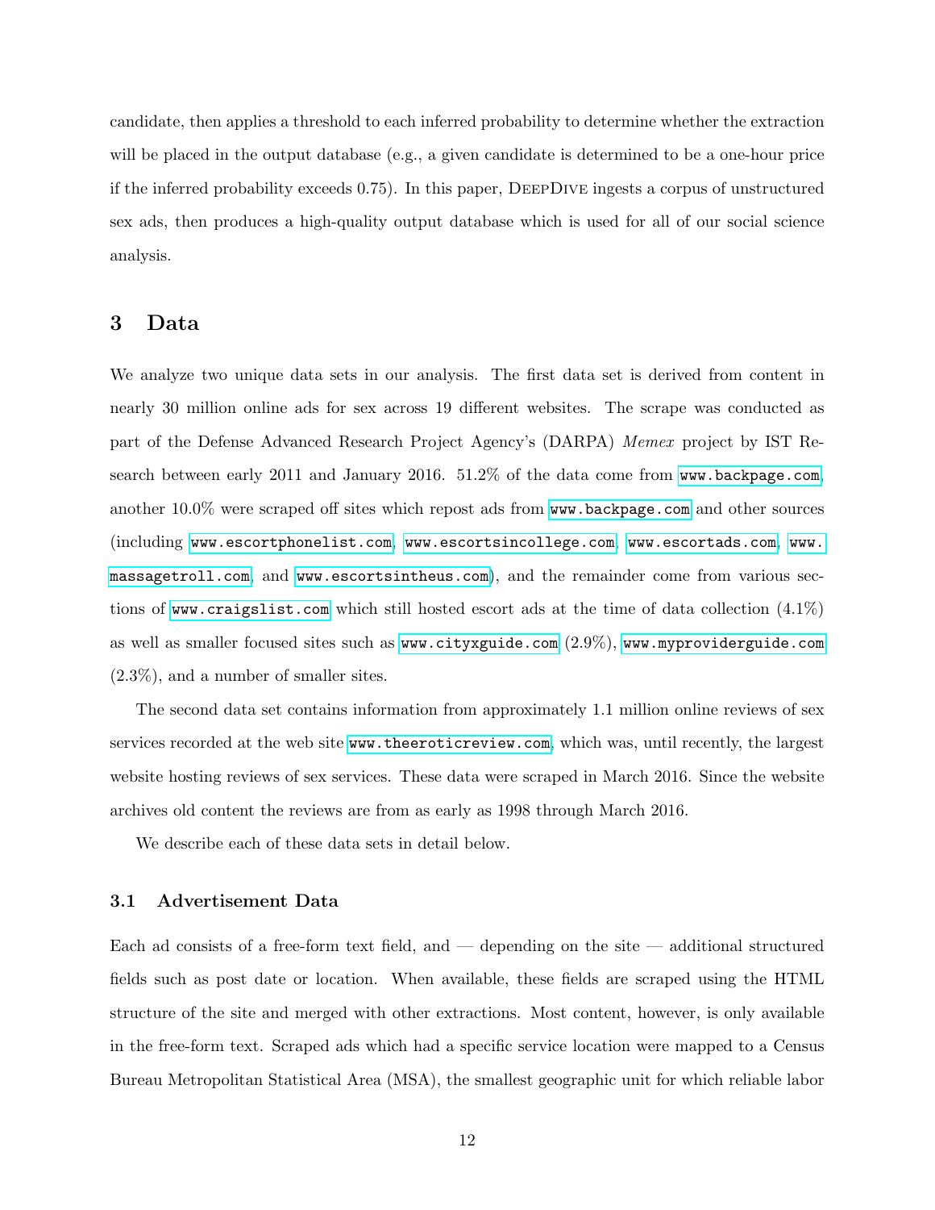candidate, then applies a threshold to each inferred probability to determine whether the extraction will be placed in the output database (e.g., a given candidate is determined to be a one-hour price if the inferred probability exceeds 0.75). In this paper, DeepDive ingests a corpus of unstructured sex ads, then produces a high-quality output database which is used for all of our social science analysis.

## 3 Data

We analyze two unique data sets in our analysis. The first data set is derived from content in nearly 30 million online ads for sex across 19 different websites. The scrape was conducted as part of the Defense Advanced Research Project Agency's (DARPA) *Memex* project by IST Research between early 2011 and January 2016. 51.2% of the data come from `www.backpage.com`, another 10.0% were scraped off sites which repost ads from `www.backpage.com` and other sources (including `www.escortphonelist.com`, `www.escortsincollege.com`, `www.escortads.com`, `www.massagetroll.com`, and `www.escortsintheus.com`), and the remainder come from various sections of `www.craigslist.com` which still hosted escort ads at the time of data collection (4.1%) as well as smaller focused sites such as `www.cityxguide.com` (2.9%), `www.myproviderguide.com` (2.3%), and a number of smaller sites.

The second data set contains information from approximately 1.1 million online reviews of sex services recorded at the web site `www.theeroticreview.com`, which was, until recently, the largest website hosting reviews of sex services. These data were scraped in March 2016. Since the website archives old content the reviews are from as early as 1998 through March 2016.

We describe each of these data sets in detail below.

### 3.1 Advertisement Data

Each ad consists of a free-form text field, and — depending on the site — additional structured fields such as post date or location. When available, these fields are scraped using the HTML structure of the site and merged with other extractions. Most content, however, is only available in the free-form text. Scraped ads which had a specific service location were mapped to a Census Bureau Metropolitan Statistical Area (MSA), the smallest geographic unit for which reliable labor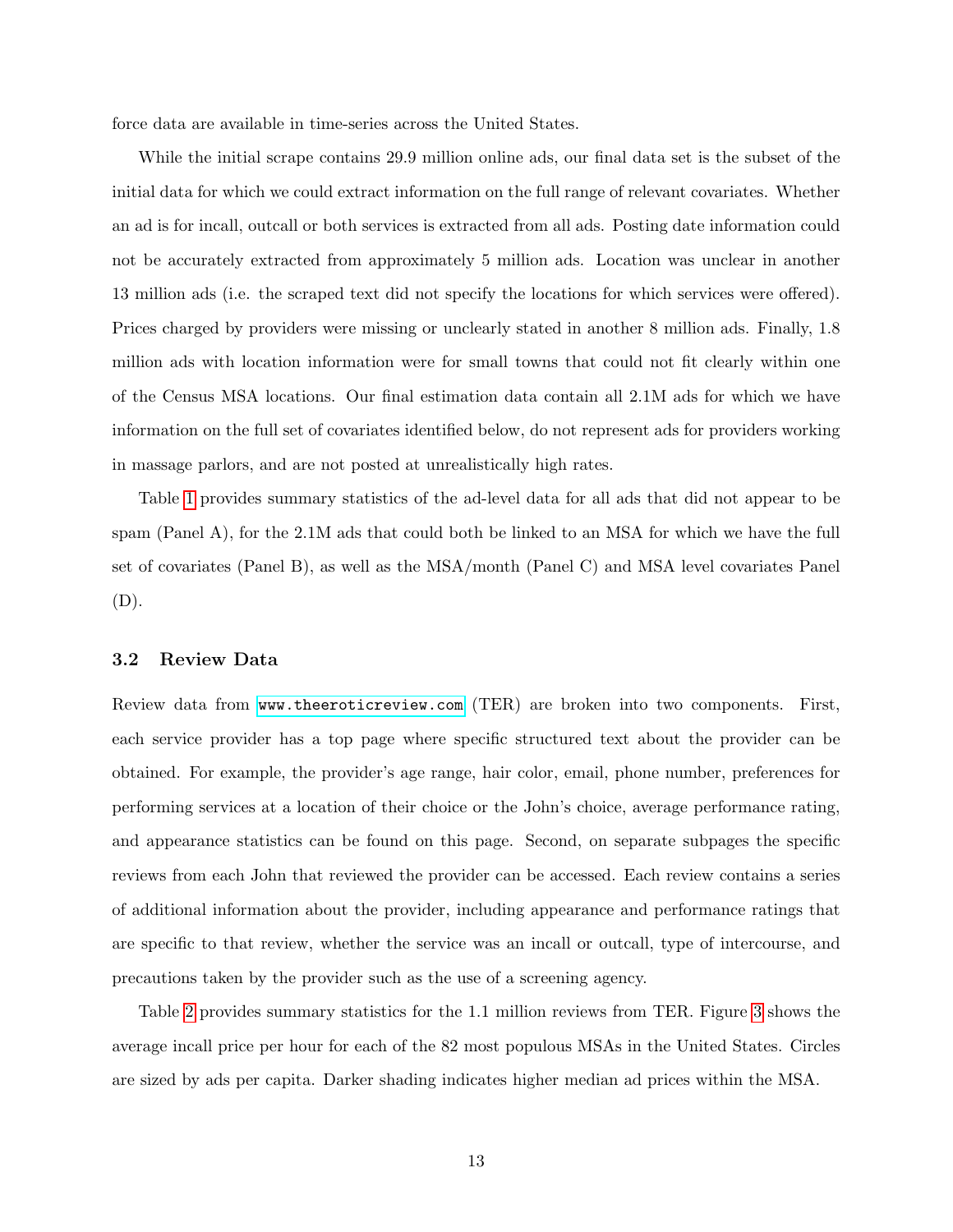force data are available in time-series across the United States.

While the initial scrape contains 29.9 million online ads, our final data set is the subset of the initial data for which we could extract information on the full range of relevant covariates. Whether an ad is for incall, outcall or both services is extracted from all ads. Posting date information could not be accurately extracted from approximately 5 million ads. Location was unclear in another 13 million ads (i.e. the scraped text did not specify the locations for which services were offered). Prices charged by providers were missing or unclearly stated in another 8 million ads. Finally, 1.8 million ads with location information were for small towns that could not fit clearly within one of the Census MSA locations. Our final estimation data contain all 2.1M ads for which we have information on the full set of covariates identified below, do not represent ads for providers working in massage parlors, and are not posted at unrealistically high rates.

Table 1 provides summary statistics of the ad-level data for all ads that did not appear to be spam (Panel A), for the 2.1M ads that could both be linked to an MSA for which we have the full set of covariates (Panel B), as well as the MSA/month (Panel C) and MSA level covariates Panel (D).

### 3.2 Review Data

Review data from www.theeroticreview.com (TER) are broken into two components. First, each service provider has a top page where specific structured text about the provider can be obtained. For example, the provider's age range, hair color, email, phone number, preferences for performing services at a location of their choice or the John's choice, average performance rating, and appearance statistics can be found on this page. Second, on separate subpages the specific reviews from each John that reviewed the provider can be accessed. Each review contains a series of additional information about the provider, including appearance and performance ratings that are specific to that review, whether the service was an incall or outcall, type of intercourse, and precautions taken by the provider such as the use of a screening agency.

Table 2 provides summary statistics for the 1.1 million reviews from TER. Figure 3 shows the average incall price per hour for each of the 82 most populous MSAs in the United States. Circles are sized by ads per capita. Darker shading indicates higher median ad prices within the MSA.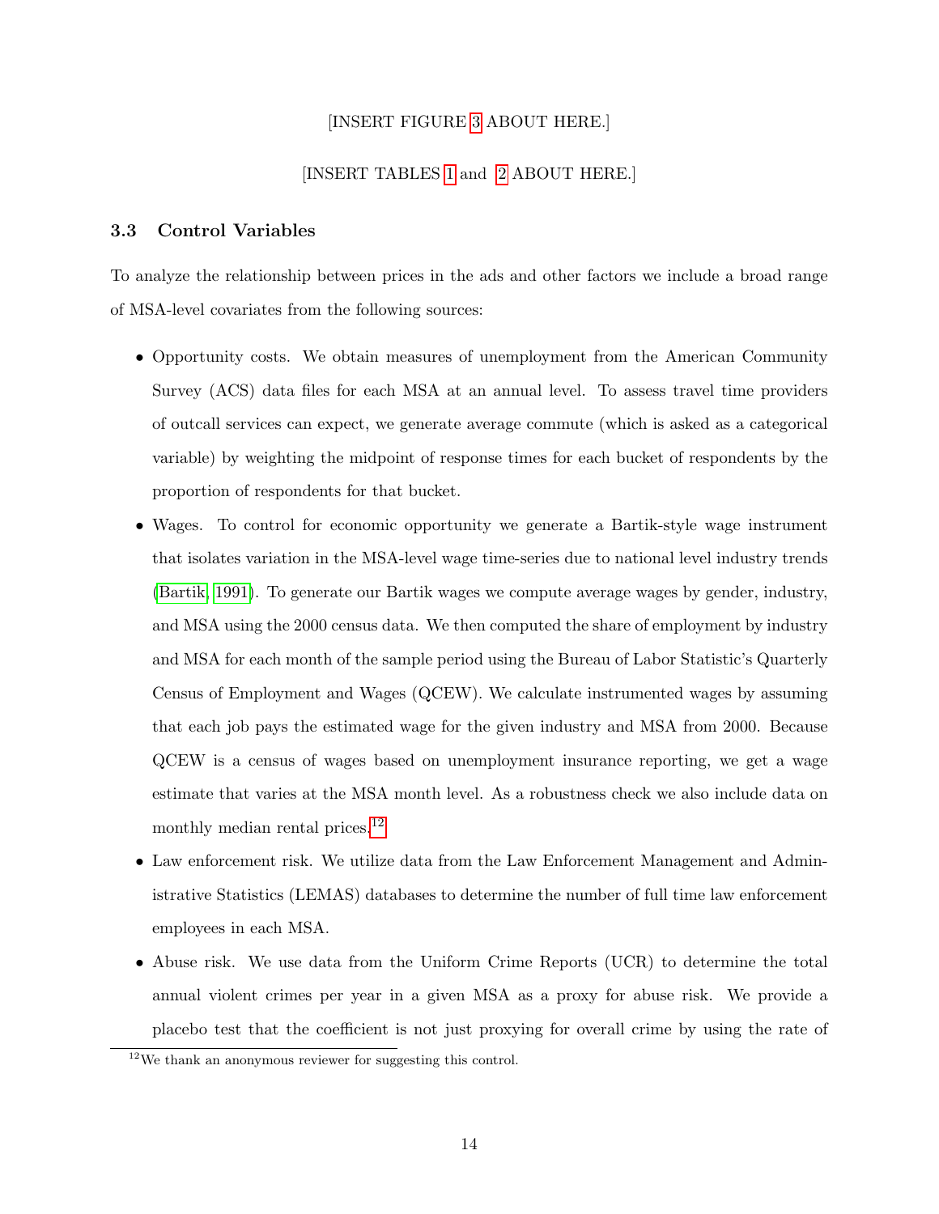[INSERT FIGURE 3 ABOUT HERE.]

[INSERT TABLES 1 and 2 ABOUT HERE.]

### 3.3 Control Variables

To analyze the relationship between prices in the ads and other factors we include a broad range of MSA-level covariates from the following sources:

- Opportunity costs. We obtain measures of unemployment from the American Community Survey (ACS) data files for each MSA at an annual level. To assess travel time providers of outcall services can expect, we generate average commute (which is asked as a categorical variable) by weighting the midpoint of response times for each bucket of respondents by the proportion of respondents for that bucket.
- Wages. To control for economic opportunity we generate a Bartik-style wage instrument that isolates variation in the MSA-level wage time-series due to national level industry trends (Bartik, 1991). To generate our Bartik wages we compute average wages by gender, industry, and MSA using the 2000 census data. We then computed the share of employment by industry and MSA for each month of the sample period using the Bureau of Labor Statistic's Quarterly Census of Employment and Wages (QCEW). We calculate instrumented wages by assuming that each job pays the estimated wage for the given industry and MSA from 2000. Because QCEW is a census of wages based on unemployment insurance reporting, we get a wage estimate that varies at the MSA month level. As a robustness check we also include data on monthly median rental prices.[12]
- Law enforcement risk. We utilize data from the Law Enforcement Management and Administrative Statistics (LEMAS) databases to determine the number of full time law enforcement employees in each MSA.
- Abuse risk. We use data from the Uniform Crime Reports (UCR) to determine the total annual violent crimes per year in a given MSA as a proxy for abuse risk. We provide a placebo test that the coefficient is not just proxying for overall crime by using the rate of

[12] We thank an anonymous reviewer for suggesting this control.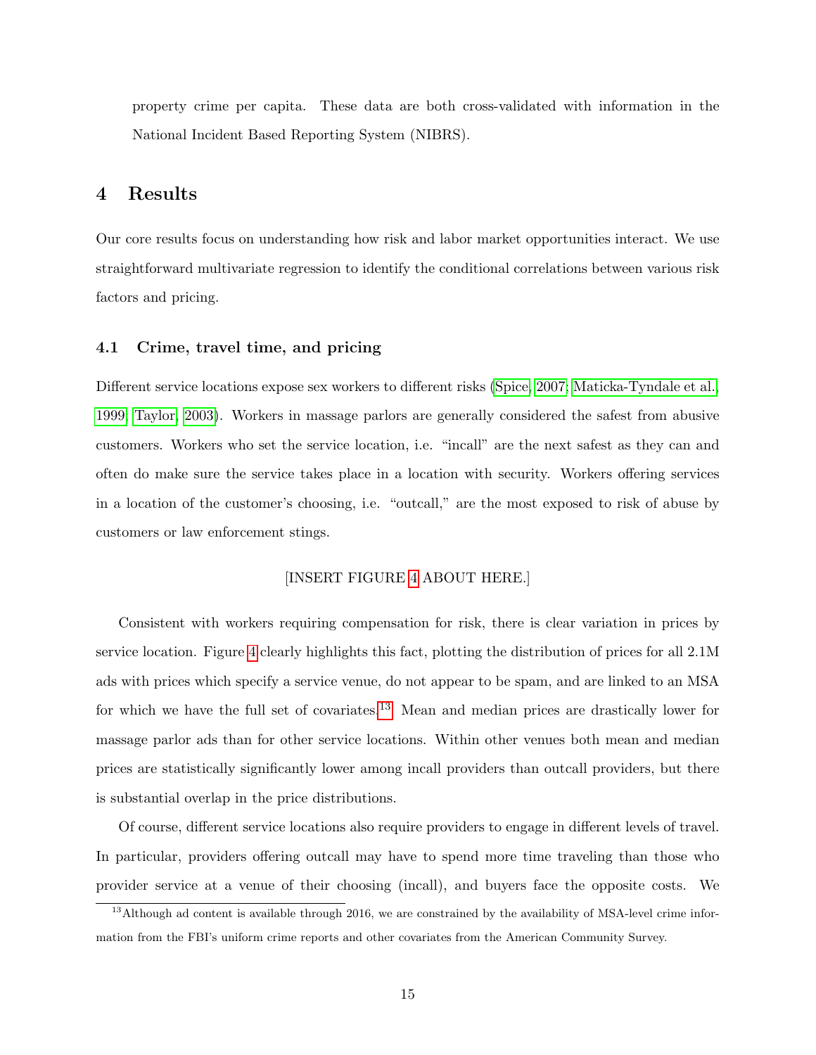property crime per capita. These data are both cross-validated with information in the National Incident Based Reporting System (NIBRS).

# 4 Results

Our core results focus on understanding how risk and labor market opportunities interact. We use straightforward multivariate regression to identify the conditional correlations between various risk factors and pricing.

## 4.1 Crime, travel time, and pricing

Different service locations expose sex workers to different risks (Spice, 2007; Maticka-Tyndale et al., 1999; Taylor, 2003). Workers in massage parlors are generally considered the safest from abusive customers. Workers who set the service location, i.e. "incall" are the next safest as they can and often do make sure the service takes place in a location with security. Workers offering services in a location of the customer's choosing, i.e. "outcall," are the most exposed to risk of abuse by customers or law enforcement stings.

[INSERT FIGURE 4 ABOUT HERE.]

Consistent with workers requiring compensation for risk, there is clear variation in prices by service location. Figure 4 clearly highlights this fact, plotting the distribution of prices for all 2.1M ads with prices which specify a service venue, do not appear to be spam, and are linked to an MSA for which we have the full set of covariates.[13] Mean and median prices are drastically lower for massage parlor ads than for other service locations. Within other venues both mean and median prices are statistically significantly lower among incall providers than outcall providers, but there is substantial overlap in the price distributions.

Of course, different service locations also require providers to engage in different levels of travel. In particular, providers offering outcall may have to spend more time traveling than those who provider service at a venue of their choosing (incall), and buyers face the opposite costs. We

[13] Although ad content is available through 2016, we are constrained by the availability of MSA-level crime information from the FBI's uniform crime reports and other covariates from the American Community Survey.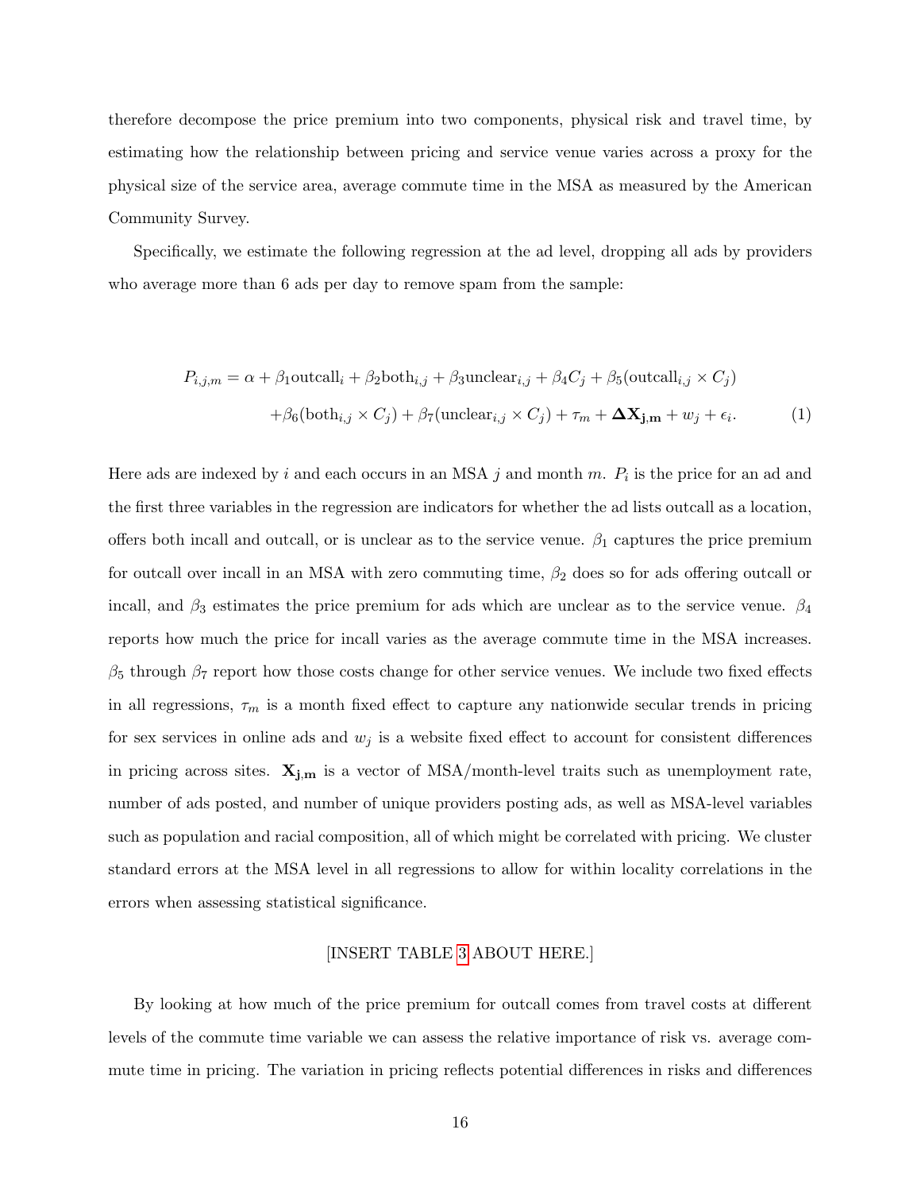therefore decompose the price premium into two components, physical risk and travel time, by estimating how the relationship between pricing and service venue varies across a proxy for the physical size of the service area, average commute time in the MSA as measured by the American Community Survey.

Specifically, we estimate the following regression at the ad level, dropping all ads by providers who average more than 6 ads per day to remove spam from the sample:

$$
\begin{aligned}
P_{i,j,m} = \alpha + \beta_1 \text{outcall}_i + \beta_2 \text{both}_{i,j} + \beta_3 \text{unclear}_{i,j} + \beta_4 C_j + \beta_5(\text{outcall}_{i,j} \times C_j) \\
+ \beta_6(\text{both}_{i,j} \times C_j) + \beta_7(\text{unclear}_{i,j} \times C_j) + \tau_m + \mathbf{\Delta X_{j,m}} + w_j + \epsilon_i. \qquad (1)
\end{aligned}
$$

Here ads are indexed by $i$ and each occurs in an MSA $j$ and month $m$. $P_i$ is the price for an ad and the first three variables in the regression are indicators for whether the ad lists outcall as a location, offers both incall and outcall, or is unclear as to the service venue. $\beta_1$ captures the price premium for outcall over incall in an MSA with zero commuting time, $\beta_2$ does so for ads offering outcall or incall, and $\beta_3$ estimates the price premium for ads which are unclear as to the service venue. $\beta_4$ reports how much the price for incall varies as the average commute time in the MSA increases. $\beta_5$ through $\beta_7$ report how those costs change for other service venues. We include two fixed effects in all regressions, $\tau_m$ is a month fixed effect to capture any nationwide secular trends in pricing for sex services in online ads and $w_j$ is a website fixed effect to account for consistent differences in pricing across sites. $\mathbf{X_{j,m}}$ is a vector of MSA/month-level traits such as unemployment rate, number of ads posted, and number of unique providers posting ads, as well as MSA-level variables such as population and racial composition, all of which might be correlated with pricing. We cluster standard errors at the MSA level in all regressions to allow for within locality correlations in the errors when assessing statistical significance.

[INSERT TABLE 3 ABOUT HERE.]

By looking at how much of the price premium for outcall comes from travel costs at different levels of the commute time variable we can assess the relative importance of risk vs. average commute time in pricing. The variation in pricing reflects potential differences in risks and differences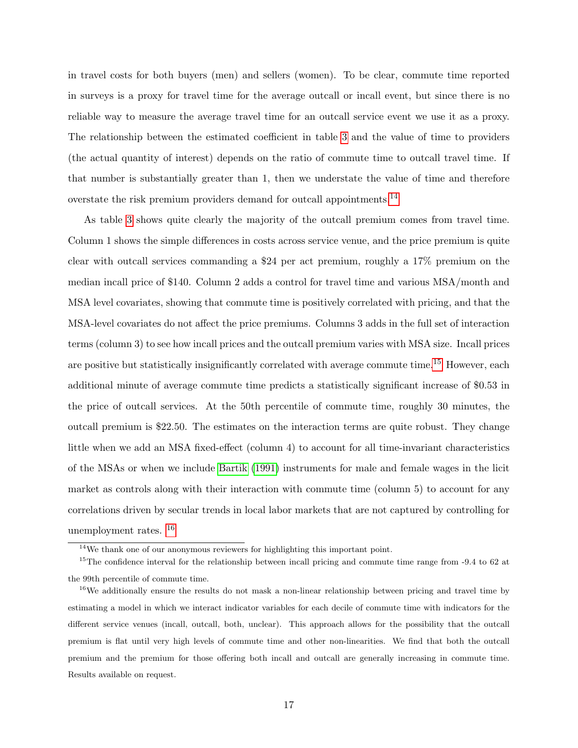in travel costs for both buyers (men) and sellers (women). To be clear, commute time reported in surveys is a proxy for travel time for the average outcall or incall event, but since there is no reliable way to measure the average travel time for an outcall service event we use it as a proxy. The relationship between the estimated coefficient in table 3 and the value of time to providers (the actual quantity of interest) depends on the ratio of commute time to outcall travel time. If that number is substantially greater than 1, then we understate the value of time and therefore overstate the risk premium providers demand for outcall appointments.[14]

As table 3 shows quite clearly the majority of the outcall premium comes from travel time. Column 1 shows the simple differences in costs across service venue, and the price premium is quite clear with outcall services commanding a $24 per act premium, roughly a 17% premium on the median incall price of $140. Column 2 adds a control for travel time and various MSA/month and MSA level covariates, showing that commute time is positively correlated with pricing, and that the MSA-level covariates do not affect the price premiums. Columns 3 adds in the full set of interaction terms (column 3) to see how incall prices and the outcall premium varies with MSA size. Incall prices are positive but statistically insignificantly correlated with average commute time.[15] However, each additional minute of average commute time predicts a statistically significant increase of $0.53 in the price of outcall services. At the 50th percentile of commute time, roughly 30 minutes, the outcall premium is $22.50. The estimates on the interaction terms are quite robust. They change little when we add an MSA fixed-effect (column 4) to account for all time-invariant characteristics of the MSAs or when we include Bartik (1991) instruments for male and female wages in the licit market as controls along with their interaction with commute time (column 5) to account for any correlations driven by secular trends in local labor markets that are not captured by controlling for unemployment rates. [16]

[14] We thank one of our anonymous reviewers for highlighting this important point.

[15] The confidence interval for the relationship between incall pricing and commute time range from -9.4 to 62 at the 99th percentile of commute time.

[16] We additionally ensure the results do not mask a non-linear relationship between pricing and travel time by estimating a model in which we interact indicator variables for each decile of commute time with indicators for the different service venues (incall, outcall, both, unclear). This approach allows for the possibility that the outcall premium is flat until very high levels of commute time and other non-linearities. We find that both the outcall premium and the premium for those offering both incall and outcall are generally increasing in commute time. Results available on request.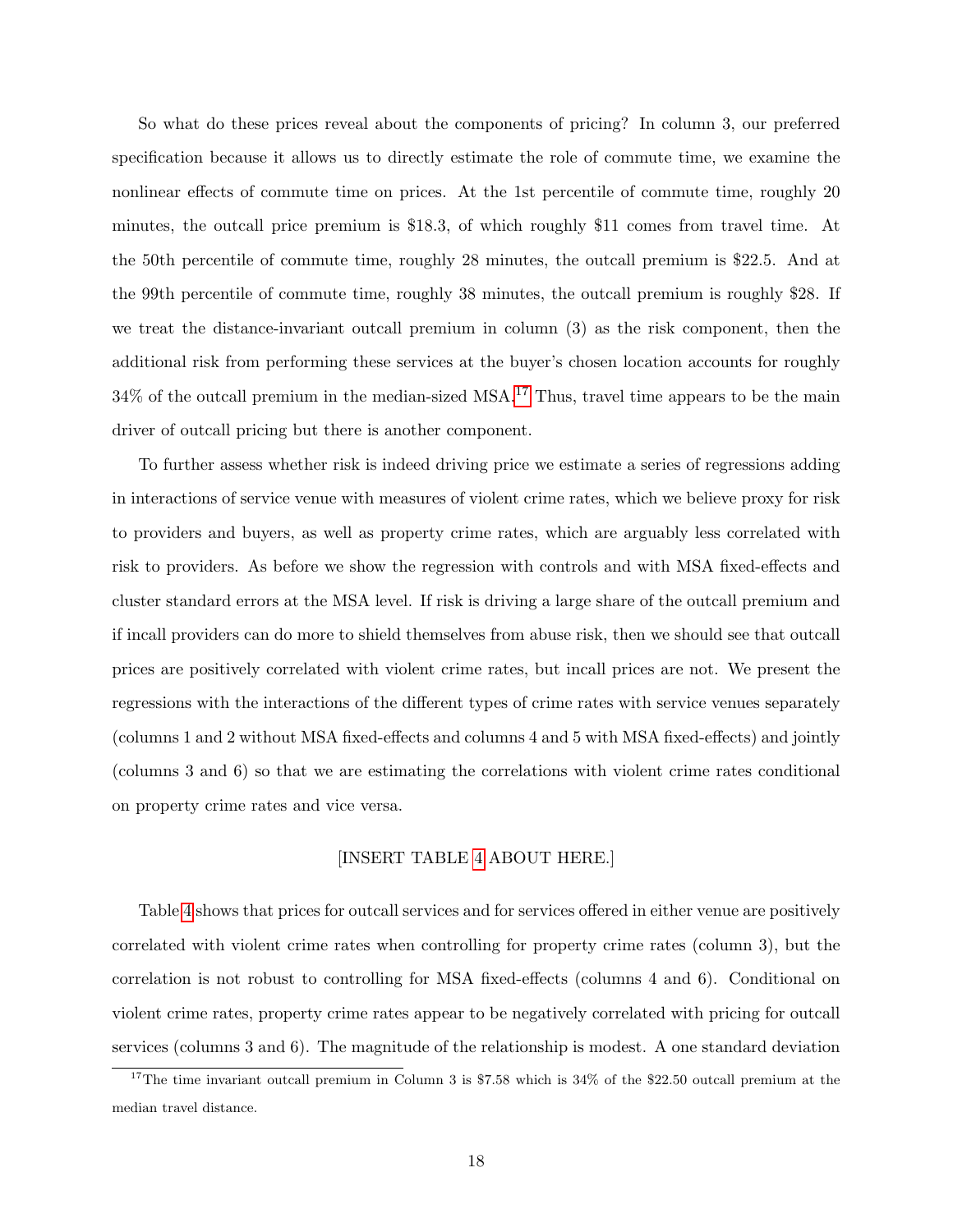So what do these prices reveal about the components of pricing? In column 3, our preferred specification because it allows us to directly estimate the role of commute time, we examine the nonlinear effects of commute time on prices. At the 1st percentile of commute time, roughly 20 minutes, the outcall price premium is $18.3, of which roughly $11 comes from travel time. At the 50th percentile of commute time, roughly 28 minutes, the outcall premium is $22.5. And at the 99th percentile of commute time, roughly 38 minutes, the outcall premium is roughly $28. If we treat the distance-invariant outcall premium in column (3) as the risk component, then the additional risk from performing these services at the buyer's chosen location accounts for roughly 34% of the outcall premium in the median-sized MSA.[17] Thus, travel time appears to be the main driver of outcall pricing but there is another component.

To further assess whether risk is indeed driving price we estimate a series of regressions adding in interactions of service venue with measures of violent crime rates, which we believe proxy for risk to providers and buyers, as well as property crime rates, which are arguably less correlated with risk to providers. As before we show the regression with controls and with MSA fixed-effects and cluster standard errors at the MSA level. If risk is driving a large share of the outcall premium and if incall providers can do more to shield themselves from abuse risk, then we should see that outcall prices are positively correlated with violent crime rates, but incall prices are not. We present the regressions with the interactions of the different types of crime rates with service venues separately (columns 1 and 2 without MSA fixed-effects and columns 4 and 5 with MSA fixed-effects) and jointly (columns 3 and 6) so that we are estimating the correlations with violent crime rates conditional on property crime rates and vice versa.

[INSERT TABLE 4 ABOUT HERE.]

Table 4 shows that prices for outcall services and for services offered in either venue are positively correlated with violent crime rates when controlling for property crime rates (column 3), but the correlation is not robust to controlling for MSA fixed-effects (columns 4 and 6). Conditional on violent crime rates, property crime rates appear to be negatively correlated with pricing for outcall services (columns 3 and 6). The magnitude of the relationship is modest. A one standard deviation

[17] The time invariant outcall premium in Column 3 is $7.58 which is 34% of the $22.50 outcall premium at the median travel distance.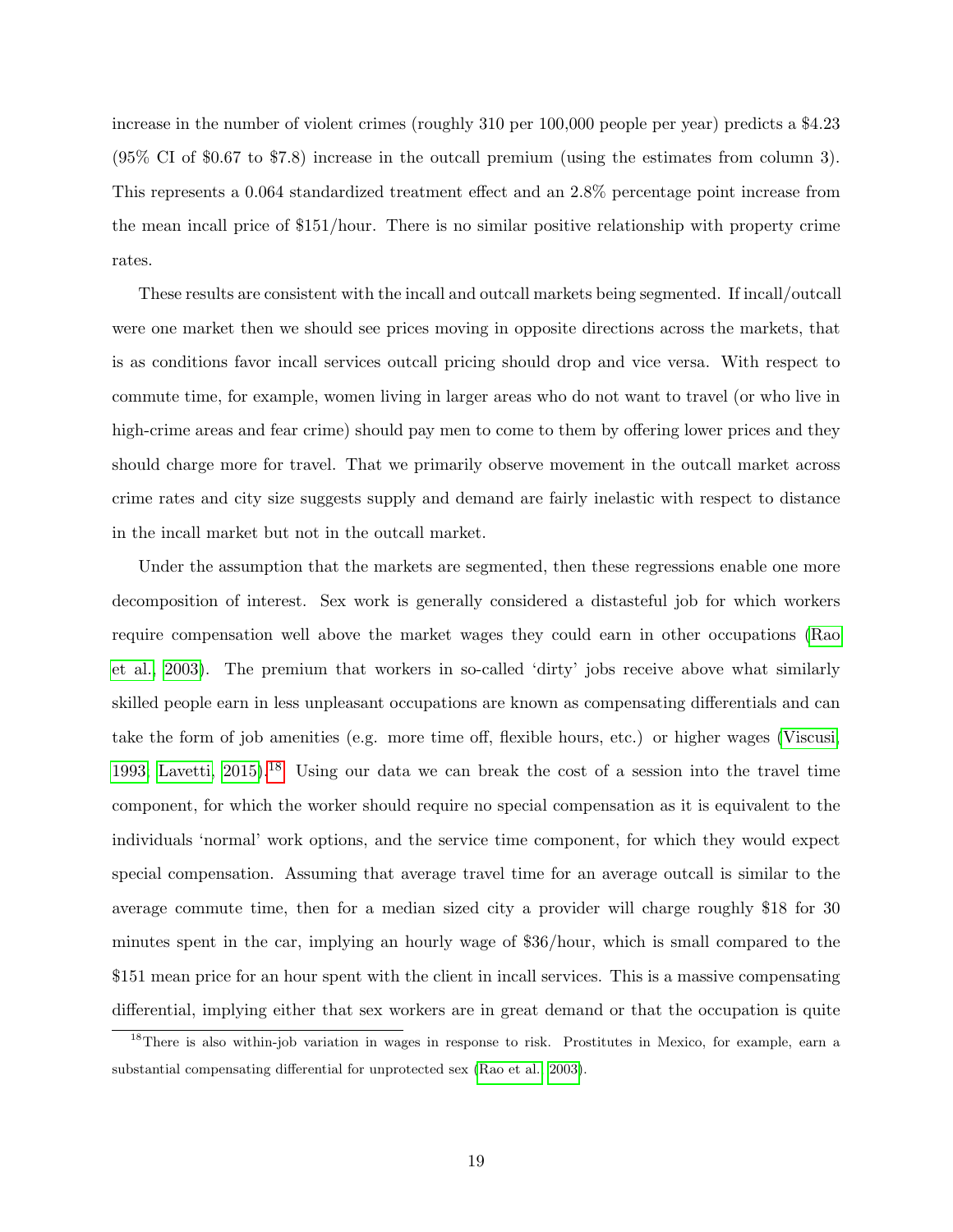increase in the number of violent crimes (roughly 310 per 100,000 people per year) predicts a \$4.23 (95% CI of \$0.67 to \$7.8) increase in the outcall premium (using the estimates from column 3). This represents a 0.064 standardized treatment effect and an 2.8% percentage point increase from the mean incall price of \$151/hour. There is no similar positive relationship with property crime rates.

These results are consistent with the incall and outcall markets being segmented. If incall/outcall were one market then we should see prices moving in opposite directions across the markets, that is as conditions favor incall services outcall pricing should drop and vice versa. With respect to commute time, for example, women living in larger areas who do not want to travel (or who live in high-crime areas and fear crime) should pay men to come to them by offering lower prices and they should charge more for travel. That we primarily observe movement in the outcall market across crime rates and city size suggests supply and demand are fairly inelastic with respect to distance in the incall market but not in the outcall market.

Under the assumption that the markets are segmented, then these regressions enable one more decomposition of interest. Sex work is generally considered a distasteful job for which workers require compensation well above the market wages they could earn in other occupations (Rao et al., 2003). The premium that workers in so-called 'dirty' jobs receive above what similarly skilled people earn in less unpleasant occupations are known as compensating differentials and can take the form of job amenities (e.g. more time off, flexible hours, etc.) or higher wages (Viscusi, 1993; Lavetti, 2015).[18] Using our data we can break the cost of a session into the travel time component, for which the worker should require no special compensation as it is equivalent to the individuals 'normal' work options, and the service time component, for which they would expect special compensation. Assuming that average travel time for an average outcall is similar to the average commute time, then for a median sized city a provider will charge roughly \$18 for 30 minutes spent in the car, implying an hourly wage of \$36/hour, which is small compared to the \$151 mean price for an hour spent with the client in incall services. This is a massive compensating differential, implying either that sex workers are in great demand or that the occupation is quite

[18] There is also within-job variation in wages in response to risk. Prostitutes in Mexico, for example, earn a substantial compensating differential for unprotected sex (Rao et al., 2003).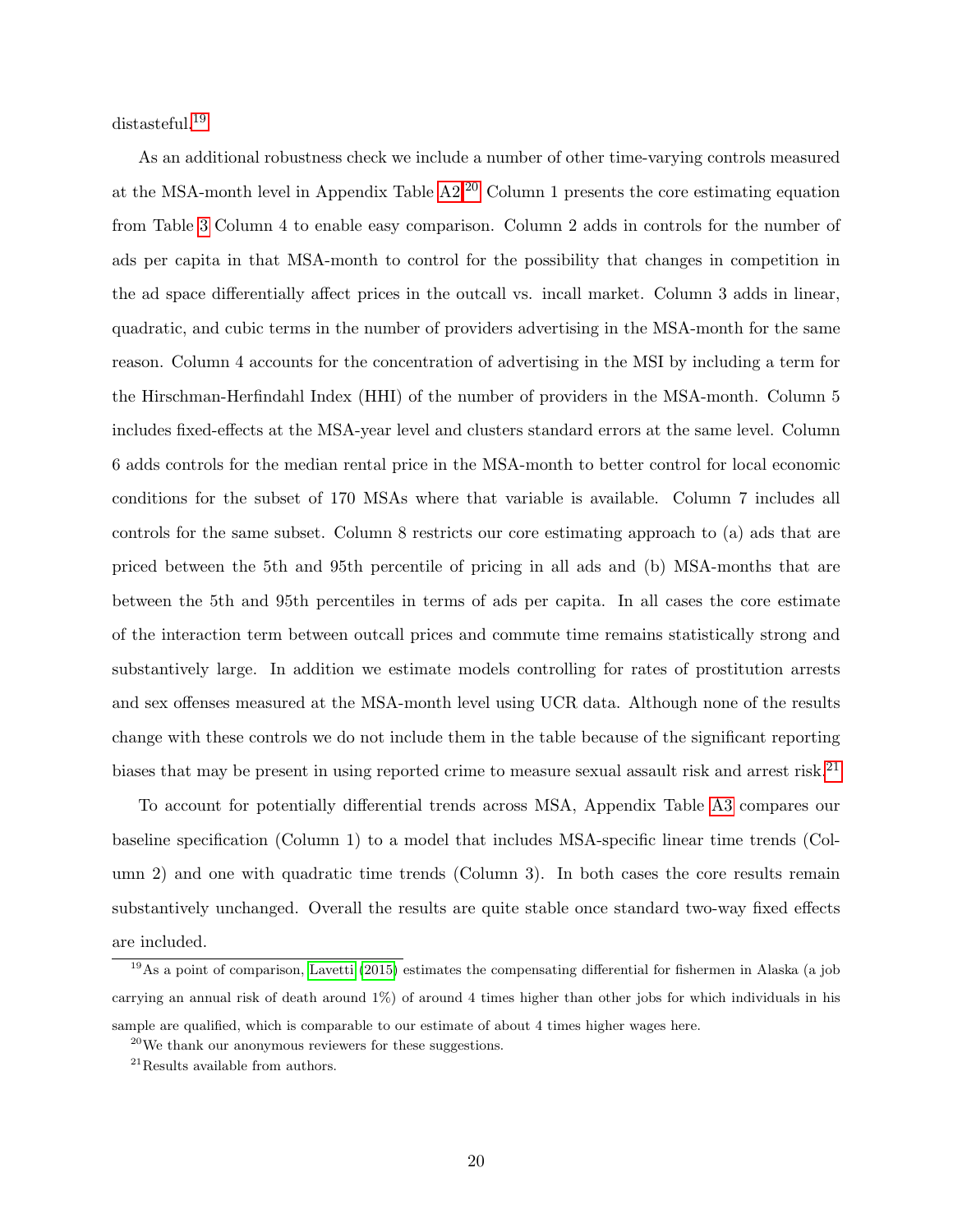distasteful.[19]

As an additional robustness check we include a number of other time-varying controls measured at the MSA-month level in Appendix Table A2.[20] Column 1 presents the core estimating equation from Table 3 Column 4 to enable easy comparison. Column 2 adds in controls for the number of ads per capita in that MSA-month to control for the possibility that changes in competition in the ad space differentially affect prices in the outcall vs. incall market. Column 3 adds in linear, quadratic, and cubic terms in the number of providers advertising in the MSA-month for the same reason. Column 4 accounts for the concentration of advertising in the MSI by including a term for the Hirschman-Herfindahl Index (HHI) of the number of providers in the MSA-month. Column 5 includes fixed-effects at the MSA-year level and clusters standard errors at the same level. Column 6 adds controls for the median rental price in the MSA-month to better control for local economic conditions for the subset of 170 MSAs where that variable is available. Column 7 includes all controls for the same subset. Column 8 restricts our core estimating approach to (a) ads that are priced between the 5th and 95th percentile of pricing in all ads and (b) MSA-months that are between the 5th and 95th percentiles in terms of ads per capita. In all cases the core estimate of the interaction term between outcall prices and commute time remains statistically strong and substantively large. In addition we estimate models controlling for rates of prostitution arrests and sex offenses measured at the MSA-month level using UCR data. Although none of the results change with these controls we do not include them in the table because of the significant reporting biases that may be present in using reported crime to measure sexual assault risk and arrest risk.[21]

To account for potentially differential trends across MSA, Appendix Table A3 compares our baseline specification (Column 1) to a model that includes MSA-specific linear time trends (Column 2) and one with quadratic time trends (Column 3). In both cases the core results remain substantively unchanged. Overall the results are quite stable once standard two-way fixed effects are included.

[19] As a point of comparison, Lavetti (2015) estimates the compensating differential for fishermen in Alaska (a job carrying an annual risk of death around 1%) of around 4 times higher than other jobs for which individuals in his sample are qualified, which is comparable to our estimate of about 4 times higher wages here.

[20] We thank our anonymous reviewers for these suggestions.

[21] Results available from authors.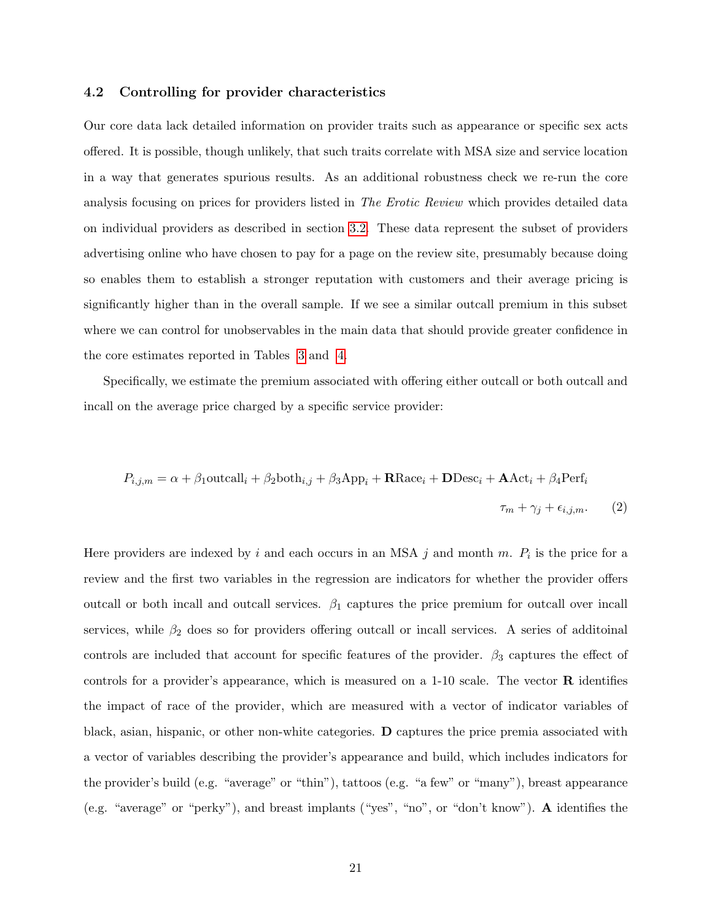### 4.2 Controlling for provider characteristics

Our core data lack detailed information on provider traits such as appearance or specific sex acts offered. It is possible, though unlikely, that such traits correlate with MSA size and service location in a way that generates spurious results. As an additional robustness check we re-run the core analysis focusing on prices for providers listed in *The Erotic Review* which provides detailed data on individual providers as described in section 3.2. These data represent the subset of providers advertising online who have chosen to pay for a page on the review site, presumably because doing so enables them to establish a stronger reputation with customers and their average pricing is significantly higher than in the overall sample. If we see a similar outcall premium in this subset where we can control for unobservables in the main data that should provide greater confidence in the core estimates reported in Tables 3 and 4.

Specifically, we estimate the premium associated with offering either outcall or both outcall and incall on the average price charged by a specific service provider:

$$P_{i,j,m} = \alpha + \beta_1 \text{outcall}_i + \beta_2 \text{both}_{i,j} + \beta_3 \text{App}_i + \mathbf{R}\text{Race}_i + \mathbf{D}\text{Desc}_i + \mathbf{A}\text{Act}_i + \beta_4 \text{Perf}_i$$
$$\tau_m + \gamma_j + \epsilon_{i,j,m}. \qquad (2)$$

Here providers are indexed by $i$ and each occurs in an MSA $j$ and month $m$. $P_i$ is the price for a review and the first two variables in the regression are indicators for whether the provider offers outcall or both incall and outcall services. $\beta_1$ captures the price premium for outcall over incall services, while $\beta_2$ does so for providers offering outcall or incall services. A series of additoinal controls are included that account for specific features of the provider. $\beta_3$ captures the effect of controls for a provider's appearance, which is measured on a 1-10 scale. The vector $\mathbf{R}$ identifies the impact of race of the provider, which are measured with a vector of indicator variables of black, asian, hispanic, or other non-white categories. $\mathbf{D}$ captures the price premia associated with a vector of variables describing the provider's appearance and build, which includes indicators for the provider's build (e.g. "average" or "thin"), tattoos (e.g. "a few" or "many"), breast appearance (e.g. "average" or "perky"), and breast implants ("yes", "no", or "don't know"). $\mathbf{A}$ identifies the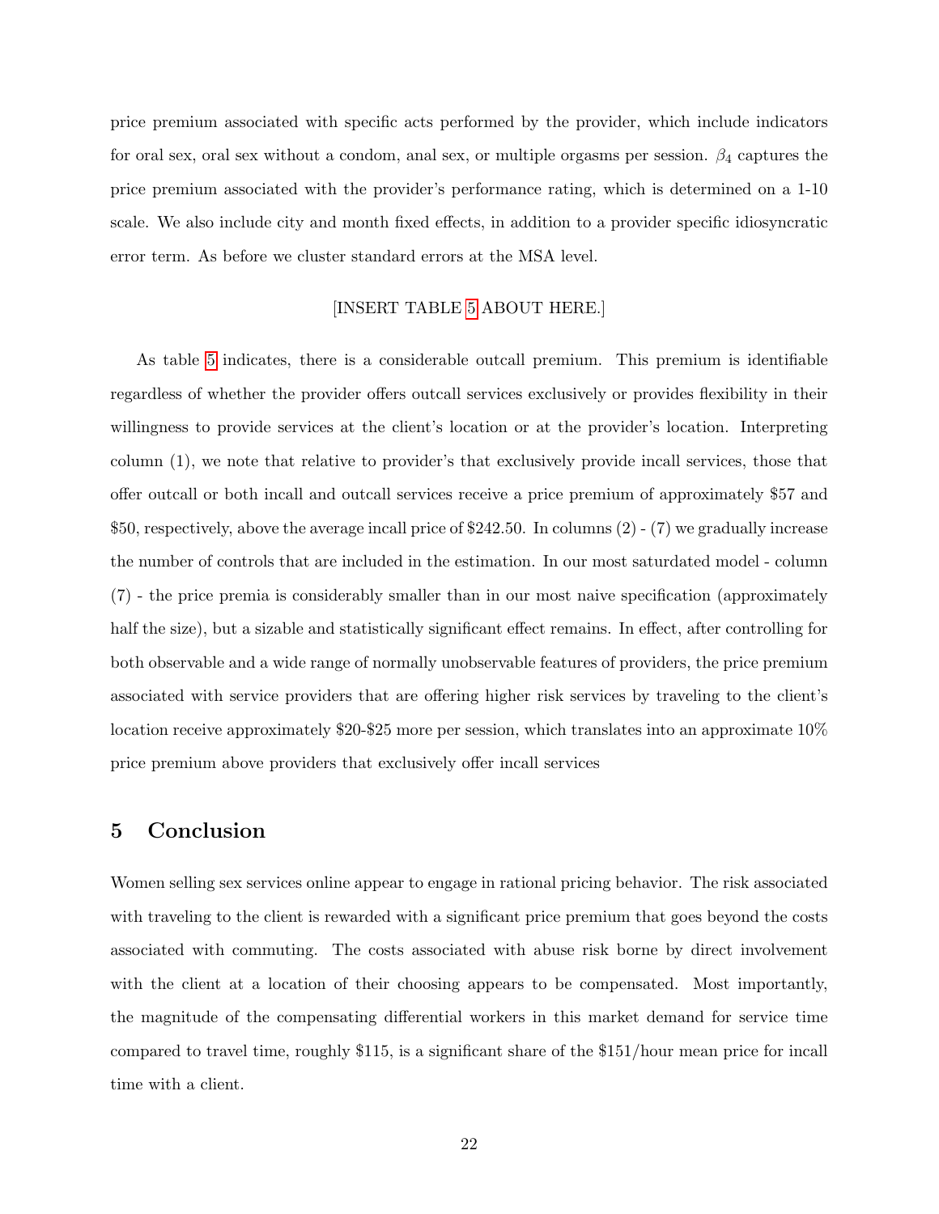price premium associated with specific acts performed by the provider, which include indicators for oral sex, oral sex without a condom, anal sex, or multiple orgasms per session. $\beta_4$ captures the price premium associated with the provider's performance rating, which is determined on a 1-10 scale. We also include city and month fixed effects, in addition to a provider specific idiosyncratic error term. As before we cluster standard errors at the MSA level.

[INSERT TABLE 5 ABOUT HERE.]

As table 5 indicates, there is a considerable outcall premium. This premium is identifiable regardless of whether the provider offers outcall services exclusively or provides flexibility in their willingness to provide services at the client's location or at the provider's location. Interpreting column (1), we note that relative to provider's that exclusively provide incall services, those that offer outcall or both incall and outcall services receive a price premium of approximately $57 and $50, respectively, above the average incall price of $242.50. In columns (2) - (7) we gradually increase the number of controls that are included in the estimation. In our most saturdated model - column (7) - the price premia is considerably smaller than in our most naive specification (approximately half the size), but a sizable and statistically significant effect remains. In effect, after controlling for both observable and a wide range of normally unobservable features of providers, the price premium associated with service providers that are offering higher risk services by traveling to the client's location receive approximately $20-$25 more per session, which translates into an approximate 10% price premium above providers that exclusively offer incall services

## 5 Conclusion

Women selling sex services online appear to engage in rational pricing behavior. The risk associated with traveling to the client is rewarded with a significant price premium that goes beyond the costs associated with commuting. The costs associated with abuse risk borne by direct involvement with the client at a location of their choosing appears to be compensated. Most importantly, the magnitude of the compensating differential workers in this market demand for service time compared to travel time, roughly $115, is a significant share of the $151/hour mean price for incall time with a client.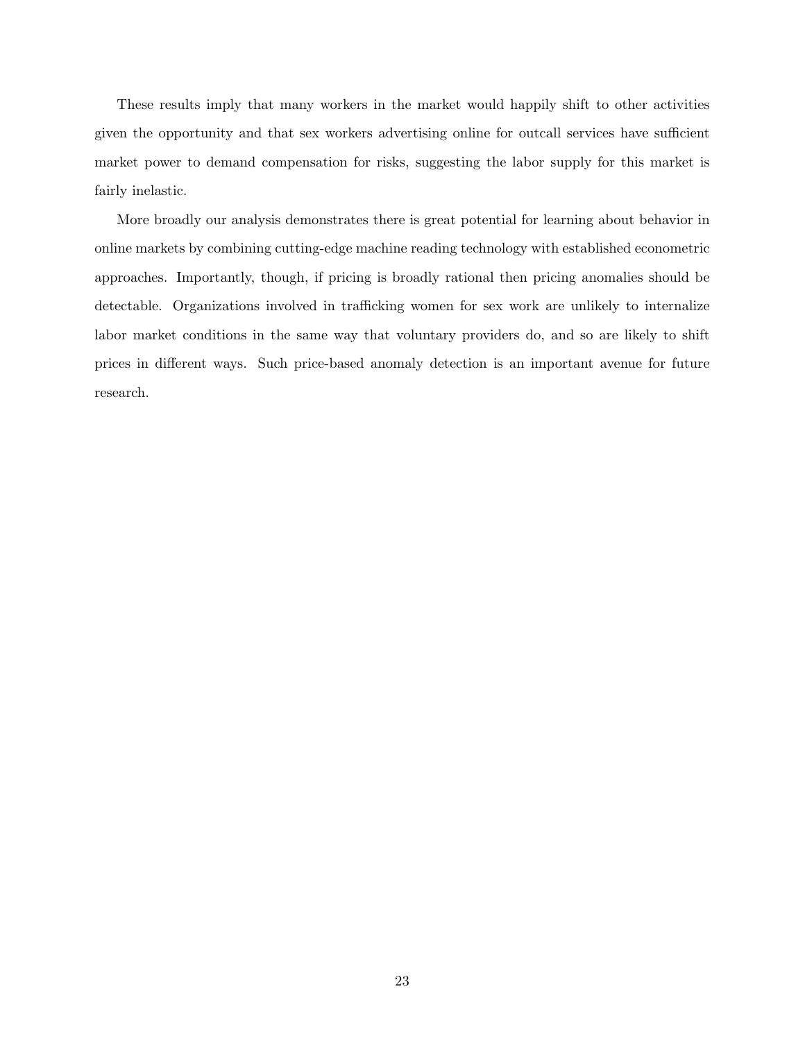These results imply that many workers in the market would happily shift to other activities given the opportunity and that sex workers advertising online for outcall services have sufficient market power to demand compensation for risks, suggesting the labor supply for this market is fairly inelastic.

More broadly our analysis demonstrates there is great potential for learning about behavior in online markets by combining cutting-edge machine reading technology with established econometric approaches. Importantly, though, if pricing is broadly rational then pricing anomalies should be detectable. Organizations involved in trafficking women for sex work are unlikely to internalize labor market conditions in the same way that voluntary providers do, and so are likely to shift prices in different ways. Such price-based anomaly detection is an important avenue for future research.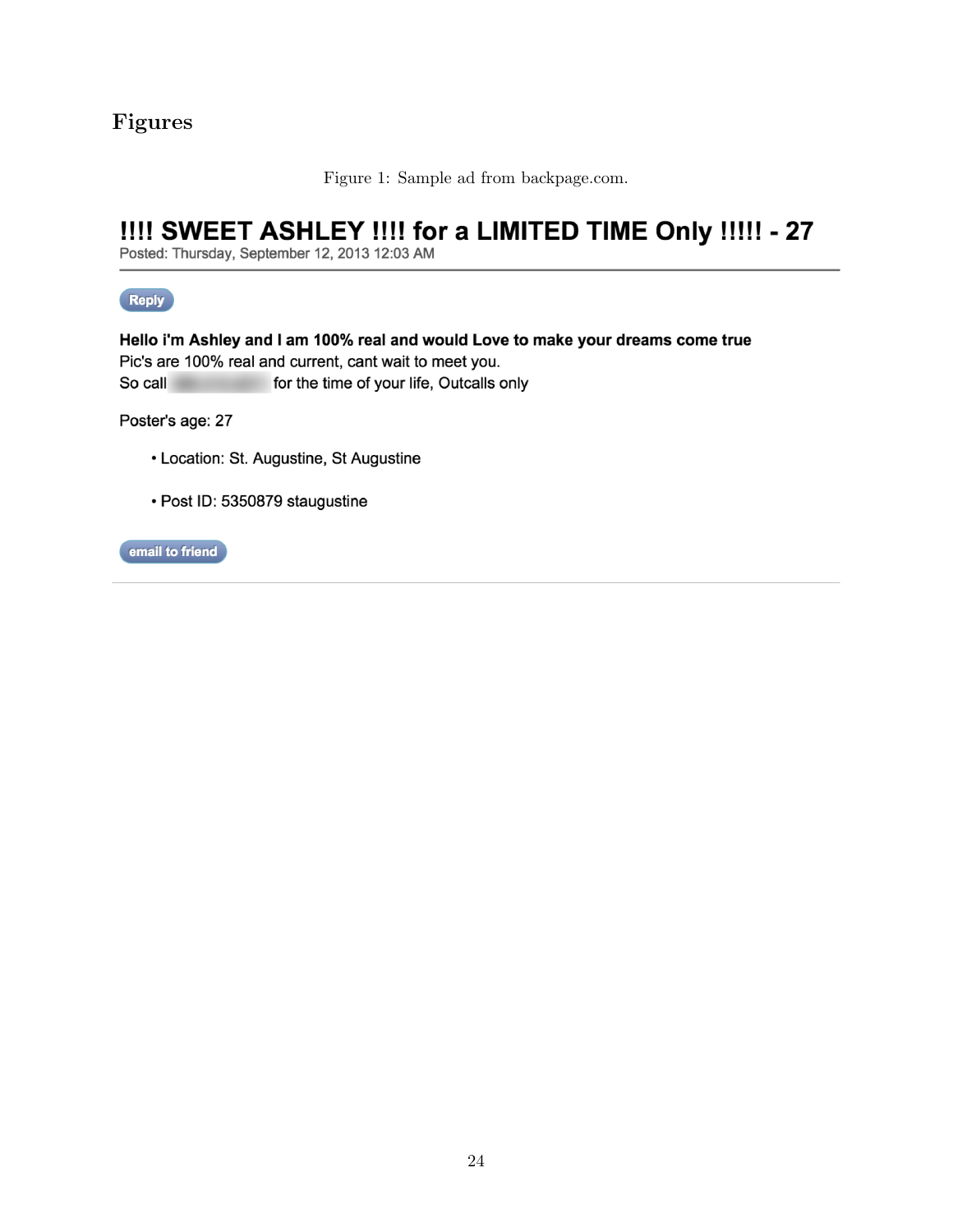## Figures

Figure 1: Sample ad from backpage.com.

**!!!! SWEET ASHLEY !!!! for a LIMITED TIME Only !!!!! - 27**

Posted: Thursday, September 12, 2013 12:03 AM

Reply

**Hello i'm Ashley and I am 100% real and would Love to make your dreams come true**

Pic's are 100% real and current, cant wait to meet you.

So call for the time of your life, Outcalls only

Poster's age: 27

- Location: St. Augustine, St Augustine
- Post ID: 5350879 staugustine

email to friend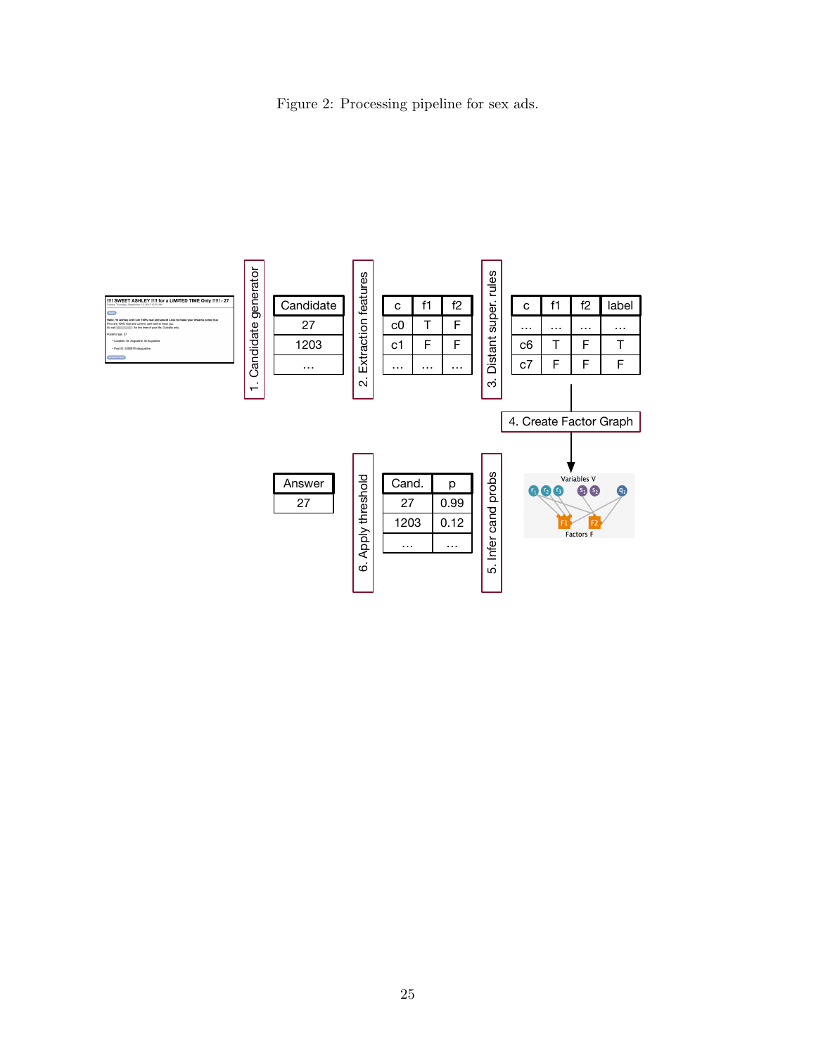Figure 2: Processing pipeline for sex ads.

1. Candidate generator

| Candidate |
| --- |
| 27 |
| 1203 |
| ... |

2. Extraction features

| c | f1 | f2 |
| --- | --- | --- |
| c0 | T | F |
| c1 | F | F |
| ... | ... | ... |

3. Distant super. rules

| c | f1 | f2 | label |
| --- | --- | --- | --- |
| ... | ... | ... | ... |
| c6 | T | F | T |
| c7 | F | F | F |

4. Create Factor Graph

5. Infer cand probs

| Cand. | p |
| --- | --- |
| 27 | 0.99 |
| 1203 | 0.12 |
| ... | ... |

6. Apply threshold

| Answer |
| --- |
| 27 |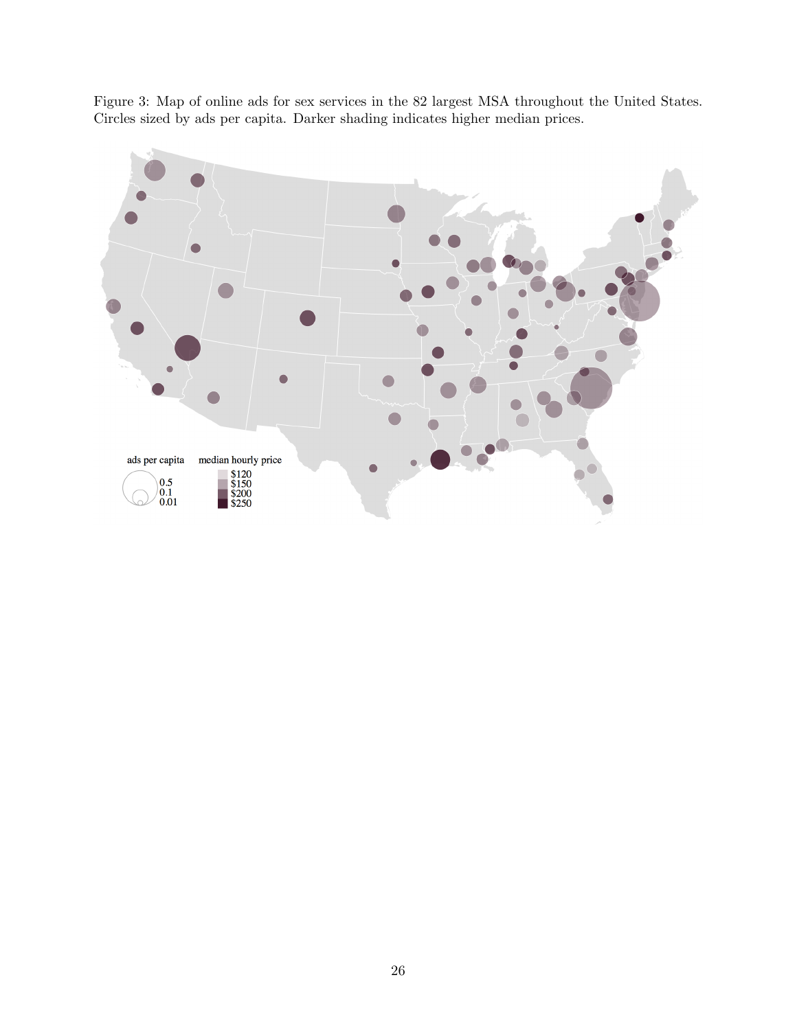Figure 3: Map of online ads for sex services in the 82 largest MSA throughout the United States. Circles sized by ads per capita. Darker shading indicates higher median prices.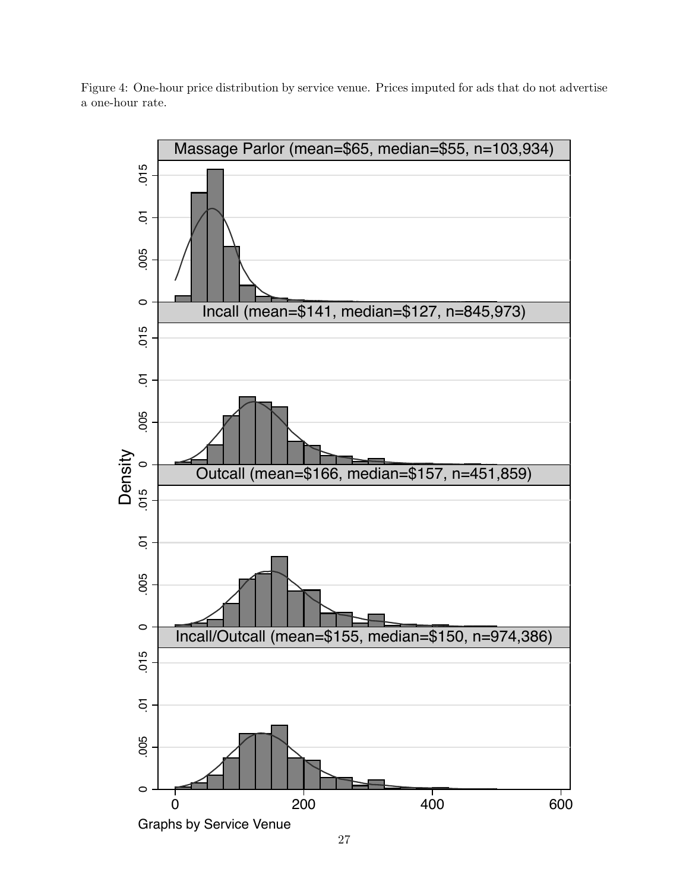Figure 4: One-hour price distribution by service venue. Prices imputed for ads that do not advertise a one-hour rate.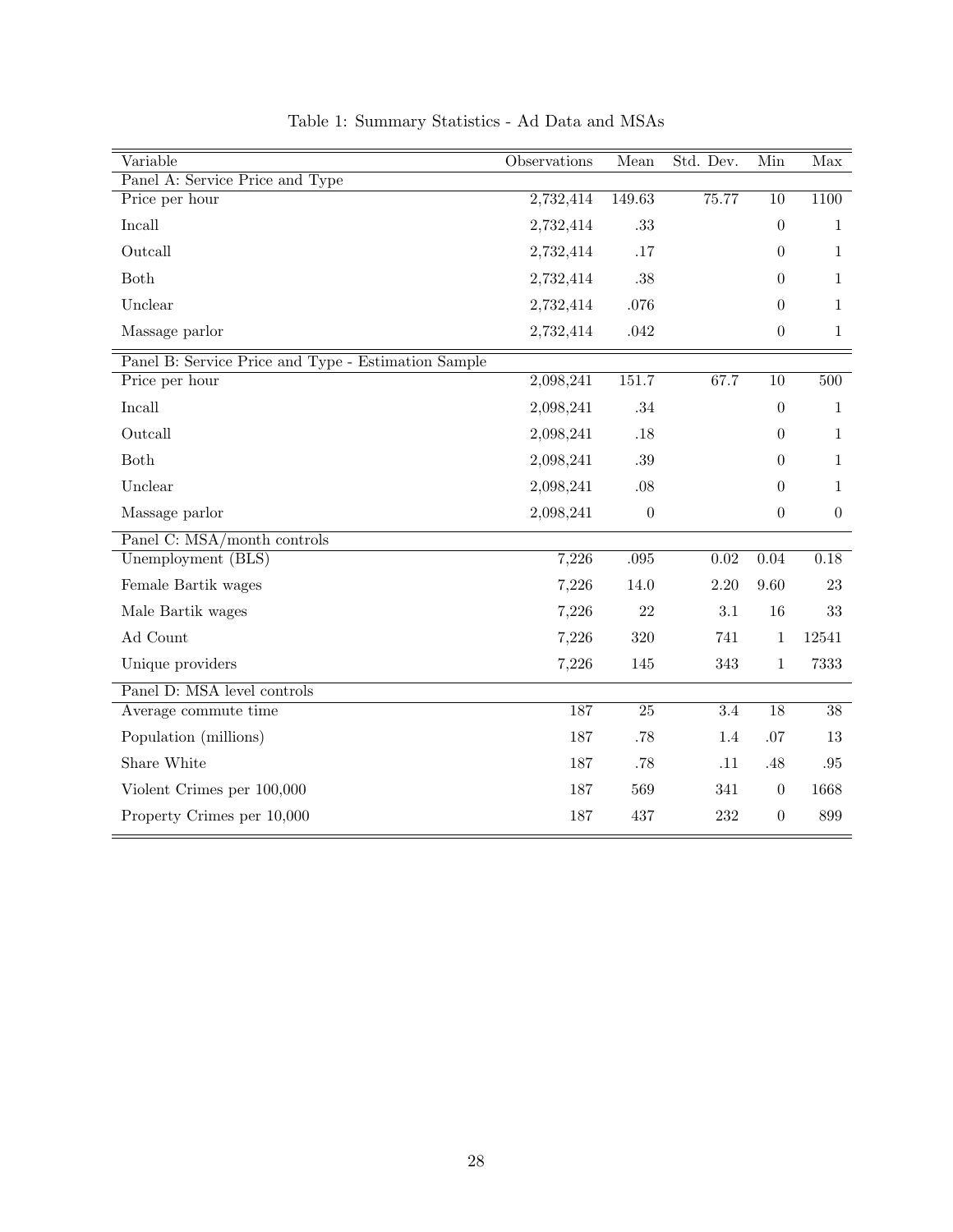Table 1: Summary Statistics - Ad Data and MSAs

| Variable | Observations | Mean | Std. Dev. | Min | Max |
|---|---|---|---|---|---|
| Panel A: Service Price and Type | | | | | |
| Price per hour | 2,732,414 | 149.63 | 75.77 | 10 | 1100 |
| Incall | 2,732,414 | .33 | | 0 | 1 |
| Outcall | 2,732,414 | .17 | | 0 | 1 |
| Both | 2,732,414 | .38 | | 0 | 1 |
| Unclear | 2,732,414 | .076 | | 0 | 1 |
| Massage parlor | 2,732,414 | .042 | | 0 | 1 |
| Panel B: Service Price and Type - Estimation Sample | | | | | |
| Price per hour | 2,098,241 | 151.7 | 67.7 | 10 | 500 |
| Incall | 2,098,241 | .34 | | 0 | 1 |
| Outcall | 2,098,241 | .18 | | 0 | 1 |
| Both | 2,098,241 | .39 | | 0 | 1 |
| Unclear | 2,098,241 | .08 | | 0 | 1 |
| Massage parlor | 2,098,241 | 0 | | 0 | 0 |
| Panel C: MSA/month controls | | | | | |
| Unemployment (BLS) | 7,226 | .095 | 0.02 | 0.04 | 0.18 |
| Female Bartik wages | 7,226 | 14.0 | 2.20 | 9.60 | 23 |
| Male Bartik wages | 7,226 | 22 | 3.1 | 16 | 33 |
| Ad Count | 7,226 | 320 | 741 | 1 | 12541 |
| Unique providers | 7,226 | 145 | 343 | 1 | 7333 |
| Panel D: MSA level controls | | | | | |
| Average commute time | 187 | 25 | 3.4 | 18 | 38 |
| Population (millions) | 187 | .78 | 1.4 | .07 | 13 |
| Share White | 187 | .78 | .11 | .48 | .95 |
| Violent Crimes per 100,000 | 187 | 569 | 341 | 0 | 1668 |
| Property Crimes per 10,000 | 187 | 437 | 232 | 0 | 899 |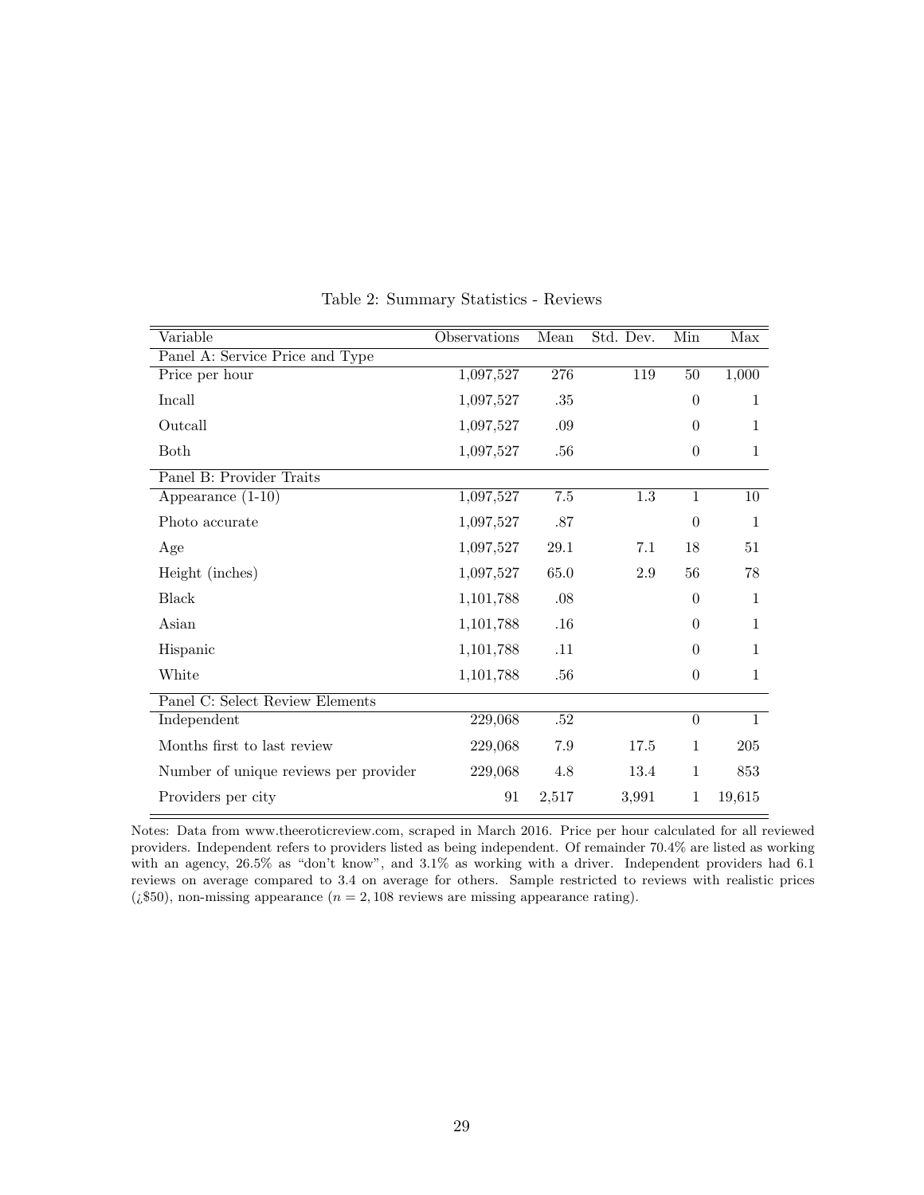Table 2: Summary Statistics - Reviews

| Variable | Observations | Mean | Std. Dev. | Min | Max |
|---|---|---|---|---|---|
| Panel A: Service Price and Type | | | | | |
| Price per hour | 1,097,527 | 276 | 119 | 50 | 1,000 |
| Incall | 1,097,527 | .35 | | 0 | 1 |
| Outcall | 1,097,527 | .09 | | 0 | 1 |
| Both | 1,097,527 | .56 | | 0 | 1 |
| Panel B: Provider Traits | | | | | |
| Appearance (1-10) | 1,097,527 | 7.5 | 1.3 | 1 | 10 |
| Photo accurate | 1,097,527 | .87 | | 0 | 1 |
| Age | 1,097,527 | 29.1 | 7.1 | 18 | 51 |
| Height (inches) | 1,097,527 | 65.0 | 2.9 | 56 | 78 |
| Black | 1,101,788 | .08 | | 0 | 1 |
| Asian | 1,101,788 | .16 | | 0 | 1 |
| Hispanic | 1,101,788 | .11 | | 0 | 1 |
| White | 1,101,788 | .56 | | 0 | 1 |
| Panel C: Select Review Elements | | | | | |
| Independent | 229,068 | .52 | | 0 | 1 |
| Months first to last review | 229,068 | 7.9 | 17.5 | 1 | 205 |
| Number of unique reviews per provider | 229,068 | 4.8 | 13.4 | 1 | 853 |
| Providers per city | 91 | 2,517 | 3,991 | 1 | 19,615 |

Notes: Data from www.theeroticreview.com, scraped in March 2016. Price per hour calculated for all reviewed providers. Independent refers to providers listed as being independent. Of remainder 70.4% are listed as working with an agency, 26.5% as "don't know", and 3.1% as working with a driver. Independent providers had 6.1 reviews on average compared to 3.4 on average for others. Sample restricted to reviews with realistic prices (¿$50), non-missing appearance ($n = 2,108$ reviews are missing appearance rating).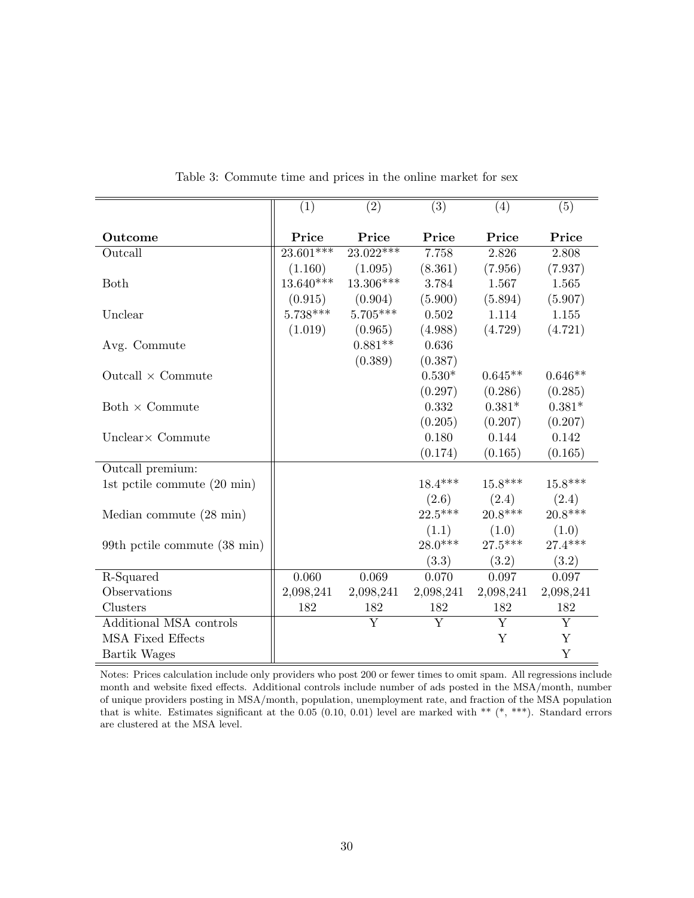Table 3: Commute time and prices in the online market for sex

| | (1) | (2) | (3) | (4) | (5) |
|---|---|---|---|---|---|
| **Outcome** | **Price** | **Price** | **Price** | **Price** | **Price** |
| Outcall | 23.601*** | 23.022*** | 7.758 | 2.826 | 2.808 |
| | (1.160) | (1.095) | (8.361) | (7.956) | (7.937) |
| Both | 13.640*** | 13.306*** | 3.784 | 1.567 | 1.565 |
| | (0.915) | (0.904) | (5.900) | (5.894) | (5.907) |
| Unclear | 5.738*** | 5.705*** | 0.502 | 1.114 | 1.155 |
| | (1.019) | (0.965) | (4.988) | (4.729) | (4.721) |
| Avg. Commute | | 0.881** | 0.636 | | |
| | | (0.389) | (0.387) | | |
| Outcall × Commute | | | 0.530* | 0.645** | 0.646** |
| | | | (0.297) | (0.286) | (0.285) |
| Both × Commute | | | 0.332 | 0.381* | 0.381* |
| | | | (0.205) | (0.207) | (0.207) |
| Unclear× Commute | | | 0.180 | 0.144 | 0.142 |
| | | | (0.174) | (0.165) | (0.165) |
| Outcall premium: | | | | | |
| 1st pctile commute (20 min) | | | 18.4*** | 15.8*** | 15.8*** |
| | | | (2.6) | (2.4) | (2.4) |
| Median commute (28 min) | | | 22.5*** | 20.8*** | 20.8*** |
| | | | (1.1) | (1.0) | (1.0) |
| 99th pctile commute (38 min) | | | 28.0*** | 27.5*** | 27.4*** |
| | | | (3.3) | (3.2) | (3.2) |
| R-Squared | 0.060 | 0.069 | 0.070 | 0.097 | 0.097 |
| Observations | 2,098,241 | 2,098,241 | 2,098,241 | 2,098,241 | 2,098,241 |
| Clusters | 182 | 182 | 182 | 182 | 182 |
| Additional MSA controls | | Y | Y | Y | Y |
| MSA Fixed Effects | | | | Y | Y |
| Bartik Wages | | | | | Y |

Notes: Prices calculation include only providers who post 200 or fewer times to omit spam. All regressions include month and website fixed effects. Additional controls include number of ads posted in the MSA/month, number of unique providers posting in MSA/month, population, unemployment rate, and fraction of the MSA population that is white. Estimates significant at the 0.05 (0.10, 0.01) level are marked with ** (*, ***). Standard errors are clustered at the MSA level.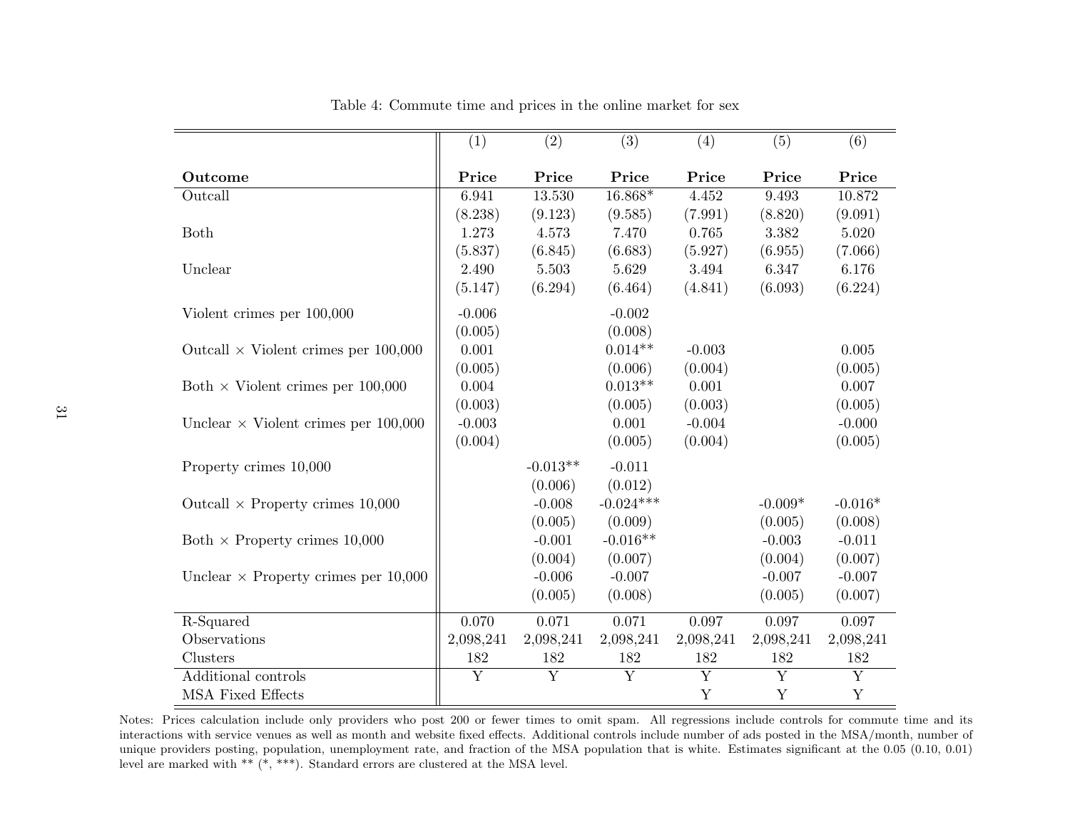Table 4: Commute time and prices in the online market for sex

| | (1) | (2) | (3) | (4) | (5) | (6) |
|---|---|---|---|---|---|---|
| **Outcome** | **Price** | **Price** | **Price** | **Price** | **Price** | **Price** |
| Outcall | 6.941 | 13.530 | 16.868* | 4.452 | 9.493 | 10.872 |
| | (8.238) | (9.123) | (9.585) | (7.991) | (8.820) | (9.091) |
| Both | 1.273 | 4.573 | 7.470 | 0.765 | 3.382 | 5.020 |
| | (5.837) | (6.845) | (6.683) | (5.927) | (6.955) | (7.066) |
| Unclear | 2.490 | 5.503 | 5.629 | 3.494 | 6.347 | 6.176 |
| | (5.147) | (6.294) | (6.464) | (4.841) | (6.093) | (6.224) |
| Violent crimes per 100,000 | -0.006 | | -0.002 | | | |
| | (0.005) | | (0.008) | | | |
| Outcall × Violent crimes per 100,000 | 0.001 | | 0.014** | -0.003 | | 0.005 |
| | (0.005) | | (0.006) | (0.004) | | (0.005) |
| Both × Violent crimes per 100,000 | 0.004 | | 0.013** | 0.001 | | 0.007 |
| | (0.003) | | (0.005) | (0.003) | | (0.005) |
| Unclear × Violent crimes per 100,000 | -0.003 | | 0.001 | -0.004 | | -0.000 |
| | (0.004) | | (0.005) | (0.004) | | (0.005) |
| Property crimes 10,000 | | -0.013** | -0.011 | | | |
| | | (0.006) | (0.012) | | | |
| Outcall × Property crimes 10,000 | | -0.008 | -0.024*** | | -0.009* | -0.016* |
| | | (0.005) | (0.009) | | (0.005) | (0.008) |
| Both × Property crimes 10,000 | | -0.001 | -0.016** | | -0.003 | -0.011 |
| | | (0.004) | (0.007) | | (0.004) | (0.007) |
| Unclear × Property crimes per 10,000 | | -0.006 | -0.007 | | -0.007 | -0.007 |
| | | (0.005) | (0.008) | | (0.005) | (0.007) |
| R-Squared | 0.070 | 0.071 | 0.071 | 0.097 | 0.097 | 0.097 |
| Observations | 2,098,241 | 2,098,241 | 2,098,241 | 2,098,241 | 2,098,241 | 2,098,241 |
| Clusters | 182 | 182 | 182 | 182 | 182 | 182 |
| Additional controls | Y | Y | Y | Y | Y | Y |
| MSA Fixed Effects | | | | Y | Y | Y |

Notes: Prices calculation include only providers who post 200 or fewer times to omit spam. All regressions include controls for commute time and its interactions with service venues as well as month and website fixed effects. Additional controls include number of ads posted in the MSA/month, number of unique providers posting, population, unemployment rate, and fraction of the MSA population that is white. Estimates significant at the 0.05 (0.10, 0.01) level are marked with ** (*, ***). Standard errors are clustered at the MSA level.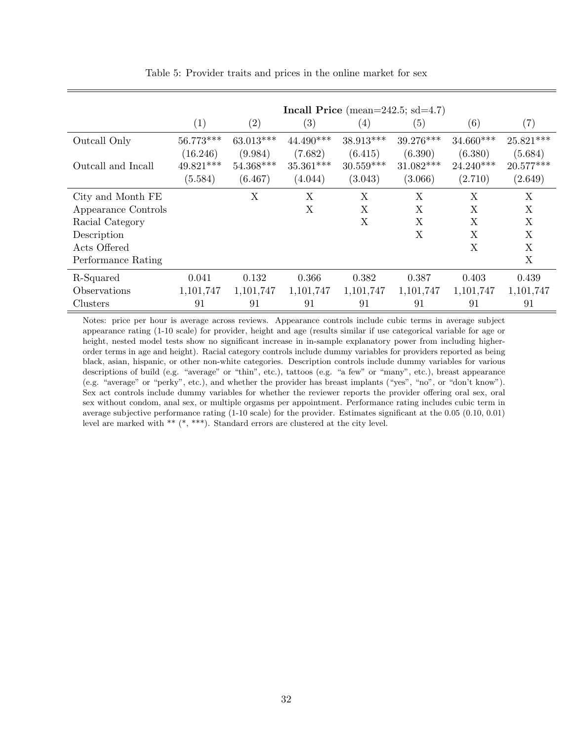Table 5: Provider traits and prices in the online market for sex

| | **Incall Price** (mean=242.5; sd=4.7) | | | | | | |
|---|---|---|---|---|---|---|---|
| | (1) | (2) | (3) | (4) | (5) | (6) | (7) |
| Outcall Only | 56.773*** | 63.013*** | 44.490*** | 38.913*** | 39.276*** | 34.660*** | 25.821*** |
| | (16.246) | (9.984) | (7.682) | (6.415) | (6.390) | (6.380) | (5.684) |
| Outcall and Incall | 49.821*** | 54.368*** | 35.361*** | 30.559*** | 31.082*** | 24.240*** | 20.577*** |
| | (5.584) | (6.467) | (4.044) | (3.043) | (3.066) | (2.710) | (2.649) |
| City and Month FE | | X | X | X | X | X | X |
| Appearance Controls | | | X | X | X | X | X |
| Racial Category | | | | X | X | X | X |
| Description | | | | | X | X | X |
| Acts Offered | | | | | | X | X |
| Performance Rating | | | | | | | X |
| R-Squared | 0.041 | 0.132 | 0.366 | 0.382 | 0.387 | 0.403 | 0.439 |
| Observations | 1,101,747 | 1,101,747 | 1,101,747 | 1,101,747 | 1,101,747 | 1,101,747 | 1,101,747 |
| Clusters | 91 | 91 | 91 | 91 | 91 | 91 | 91 |

Notes: price per hour is average across reviews. Appearance controls include cubic terms in average subject appearance rating (1-10 scale) for provider, height and age (results similar if use categorical variable for age or height, nested model tests show no significant increase in in-sample explanatory power from including higher-order terms in age and height). Racial category controls include dummy variables for providers reported as being black, asian, hispanic, or other non-white categories. Description controls include dummy variables for various descriptions of build (e.g. "average" or "thin", etc.), tattoos (e.g. "a few" or "many", etc.), breast appearance (e.g. "average" or "perky", etc.), and whether the provider has breast implants ("yes", "no", or "don't know"). Sex act controls include dummy variables for whether the reviewer reports the provider offering oral sex, oral sex without condom, anal sex, or multiple orgasms per appointment. Performance rating includes cubic term in average subjective performance rating (1-10 scale) for the provider. Estimates significant at the 0.05 (0.10, 0.01) level are marked with ** (*, ***). Standard errors are clustered at the city level.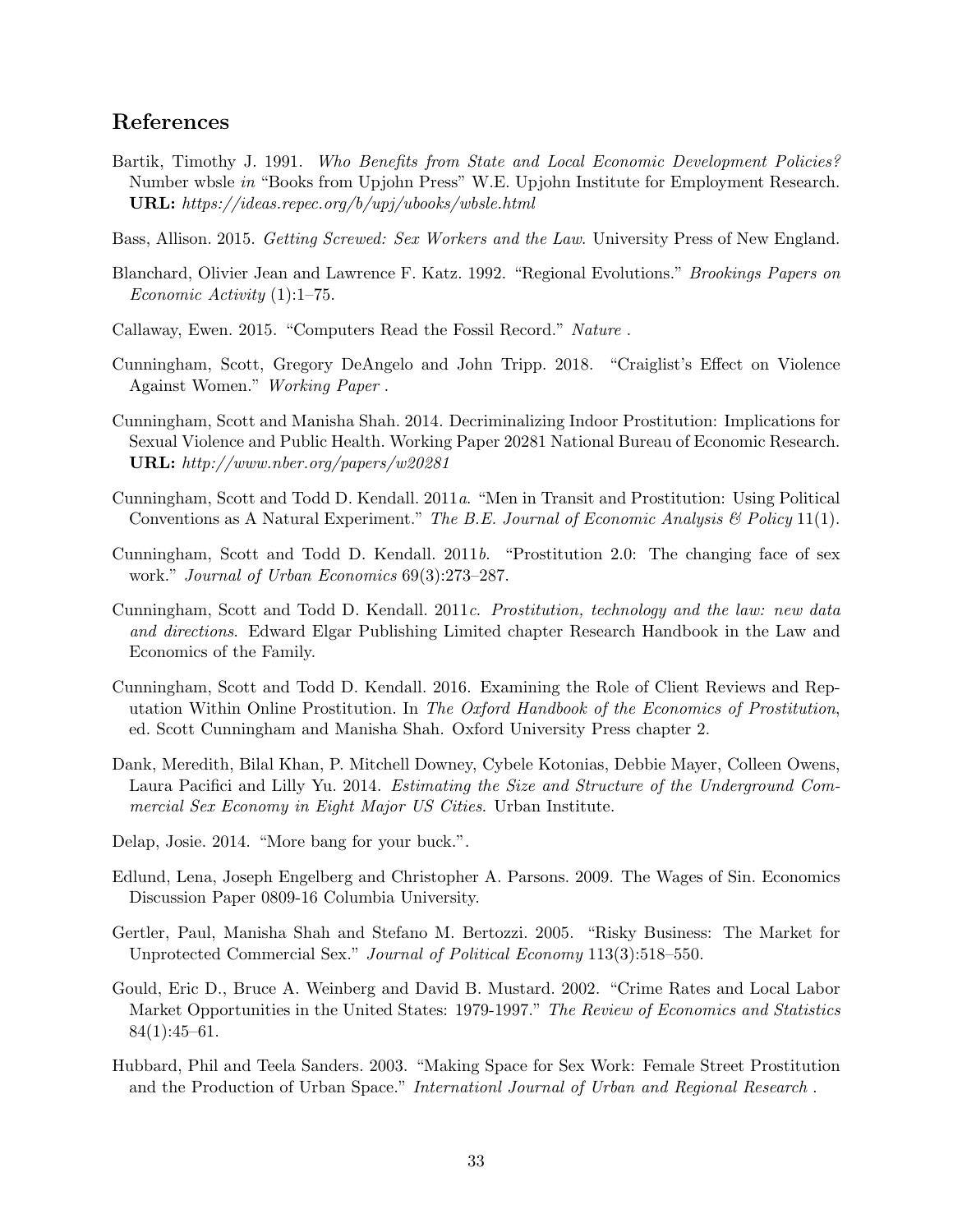## References

Bartik, Timothy J. 1991. *Who Benefits from State and Local Economic Development Policies?* Number wbsle *in* "Books from Upjohn Press" W.E. Upjohn Institute for Employment Research. **URL:** *https://ideas.repec.org/b/upj/ubooks/wbsle.html*

Bass, Allison. 2015. *Getting Screwed: Sex Workers and the Law*. University Press of New England.

Blanchard, Olivier Jean and Lawrence F. Katz. 1992. "Regional Evolutions." *Brookings Papers on Economic Activity* (1):1–75.

Callaway, Ewen. 2015. "Computers Read the Fossil Record." *Nature* .

Cunningham, Scott, Gregory DeAngelo and John Tripp. 2018. "Craiglist's Effect on Violence Against Women." *Working Paper* .

Cunningham, Scott and Manisha Shah. 2014. Decriminalizing Indoor Prostitution: Implications for Sexual Violence and Public Health. Working Paper 20281 National Bureau of Economic Research. **URL:** *http://www.nber.org/papers/w20281*

Cunningham, Scott and Todd D. Kendall. 2011*a*. "Men in Transit and Prostitution: Using Political Conventions as A Natural Experiment." *The B.E. Journal of Economic Analysis & Policy* 11(1).

Cunningham, Scott and Todd D. Kendall. 2011*b*. "Prostitution 2.0: The changing face of sex work." *Journal of Urban Economics* 69(3):273–287.

Cunningham, Scott and Todd D. Kendall. 2011*c*. *Prostitution, technology and the law: new data and directions*. Edward Elgar Publishing Limited chapter Research Handbook in the Law and Economics of the Family.

Cunningham, Scott and Todd D. Kendall. 2016. Examining the Role of Client Reviews and Reputation Within Online Prostitution. In *The Oxford Handbook of the Economics of Prostitution*, ed. Scott Cunningham and Manisha Shah. Oxford University Press chapter 2.

Dank, Meredith, Bilal Khan, P. Mitchell Downey, Cybele Kotonias, Debbie Mayer, Colleen Owens, Laura Pacifici and Lilly Yu. 2014. *Estimating the Size and Structure of the Underground Commercial Sex Economy in Eight Major US Cities*. Urban Institute.

Delap, Josie. 2014. "More bang for your buck.".

Edlund, Lena, Joseph Engelberg and Christopher A. Parsons. 2009. The Wages of Sin. Economics Discussion Paper 0809-16 Columbia University.

Gertler, Paul, Manisha Shah and Stefano M. Bertozzi. 2005. "Risky Business: The Market for Unprotected Commercial Sex." *Journal of Political Economy* 113(3):518–550.

Gould, Eric D., Bruce A. Weinberg and David B. Mustard. 2002. "Crime Rates and Local Labor Market Opportunities in the United States: 1979-1997." *The Review of Economics and Statistics* 84(1):45–61.

Hubbard, Phil and Teela Sanders. 2003. "Making Space for Sex Work: Female Street Prostitution and the Production of Urban Space." *Internationl Journal of Urban and Regional Research* .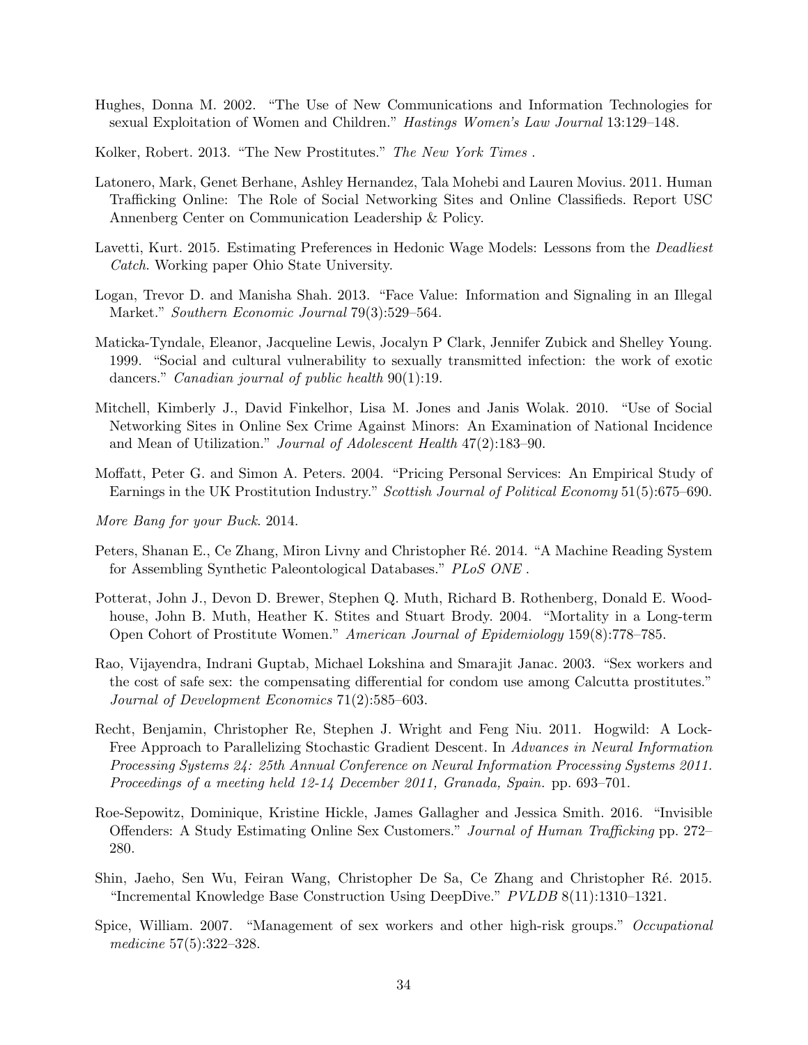Hughes, Donna M. 2002. "The Use of New Communications and Information Technologies for sexual Exploitation of Women and Children." *Hastings Women's Law Journal* 13:129–148.

Kolker, Robert. 2013. "The New Prostitutes." *The New York Times* .

Latonero, Mark, Genet Berhane, Ashley Hernandez, Tala Mohebi and Lauren Movius. 2011. Human Trafficking Online: The Role of Social Networking Sites and Online Classifieds. Report USC Annenberg Center on Communication Leadership & Policy.

Lavetti, Kurt. 2015. Estimating Preferences in Hedonic Wage Models: Lessons from the *Deadliest Catch*. Working paper Ohio State University.

Logan, Trevor D. and Manisha Shah. 2013. "Face Value: Information and Signaling in an Illegal Market." *Southern Economic Journal* 79(3):529–564.

Maticka-Tyndale, Eleanor, Jacqueline Lewis, Jocalyn P Clark, Jennifer Zubick and Shelley Young. 1999. "Social and cultural vulnerability to sexually transmitted infection: the work of exotic dancers." *Canadian journal of public health* 90(1):19.

Mitchell, Kimberly J., David Finkelhor, Lisa M. Jones and Janis Wolak. 2010. "Use of Social Networking Sites in Online Sex Crime Against Minors: An Examination of National Incidence and Mean of Utilization." *Journal of Adolescent Health* 47(2):183–90.

Moffatt, Peter G. and Simon A. Peters. 2004. "Pricing Personal Services: An Empirical Study of Earnings in the UK Prostitution Industry." *Scottish Journal of Political Economy* 51(5):675–690.

*More Bang for your Buck*. 2014.

Peters, Shanan E., Ce Zhang, Miron Livny and Christopher Ré. 2014. "A Machine Reading System for Assembling Synthetic Paleontological Databases." *PLoS ONE* .

Potterat, John J., Devon D. Brewer, Stephen Q. Muth, Richard B. Rothenberg, Donald E. Woodhouse, John B. Muth, Heather K. Stites and Stuart Brody. 2004. "Mortality in a Long-term Open Cohort of Prostitute Women." *American Journal of Epidemiology* 159(8):778–785.

Rao, Vijayendra, Indrani Guptab, Michael Lokshina and Smarajit Janac. 2003. "Sex workers and the cost of safe sex: the compensating differential for condom use among Calcutta prostitutes." *Journal of Development Economics* 71(2):585–603.

Recht, Benjamin, Christopher Re, Stephen J. Wright and Feng Niu. 2011. Hogwild: A Lock-Free Approach to Parallelizing Stochastic Gradient Descent. In *Advances in Neural Information Processing Systems 24: 25th Annual Conference on Neural Information Processing Systems 2011. Proceedings of a meeting held 12-14 December 2011, Granada, Spain.* pp. 693–701.

Roe-Sepowitz, Dominique, Kristine Hickle, James Gallagher and Jessica Smith. 2016. "Invisible Offenders: A Study Estimating Online Sex Customers." *Journal of Human Trafficking* pp. 272–280.

Shin, Jaeho, Sen Wu, Feiran Wang, Christopher De Sa, Ce Zhang and Christopher Ré. 2015. "Incremental Knowledge Base Construction Using DeepDive." *PVLDB* 8(11):1310–1321.

Spice, William. 2007. "Management of sex workers and other high-risk groups." *Occupational medicine* 57(5):322–328.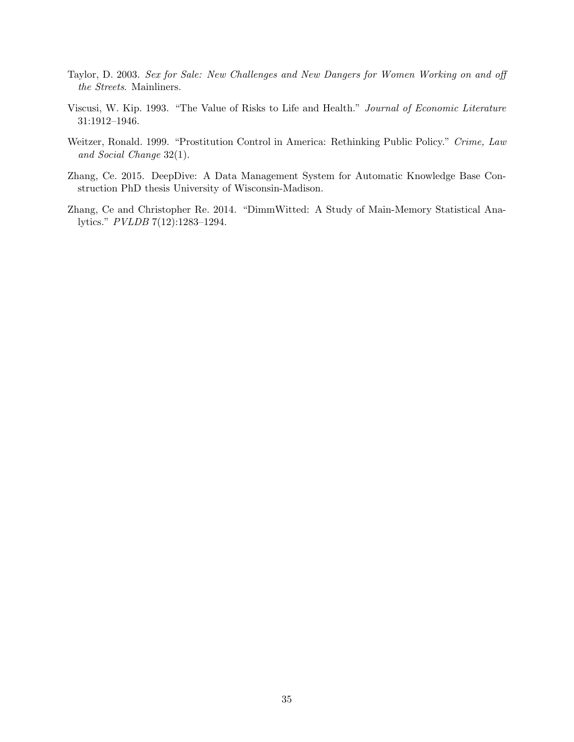Taylor, D. 2003. *Sex for Sale: New Challenges and New Dangers for Women Working on and off the Streets*. Mainliners.

Viscusi, W. Kip. 1993. "The Value of Risks to Life and Health." *Journal of Economic Literature* 31:1912–1946.

Weitzer, Ronald. 1999. "Prostitution Control in America: Rethinking Public Policy." *Crime, Law and Social Change* 32(1).

Zhang, Ce. 2015. DeepDive: A Data Management System for Automatic Knowledge Base Construction PhD thesis University of Wisconsin-Madison.

Zhang, Ce and Christopher Re. 2014. "DimmWitted: A Study of Main-Memory Statistical Analytics." *PVLDB* 7(12):1283–1294.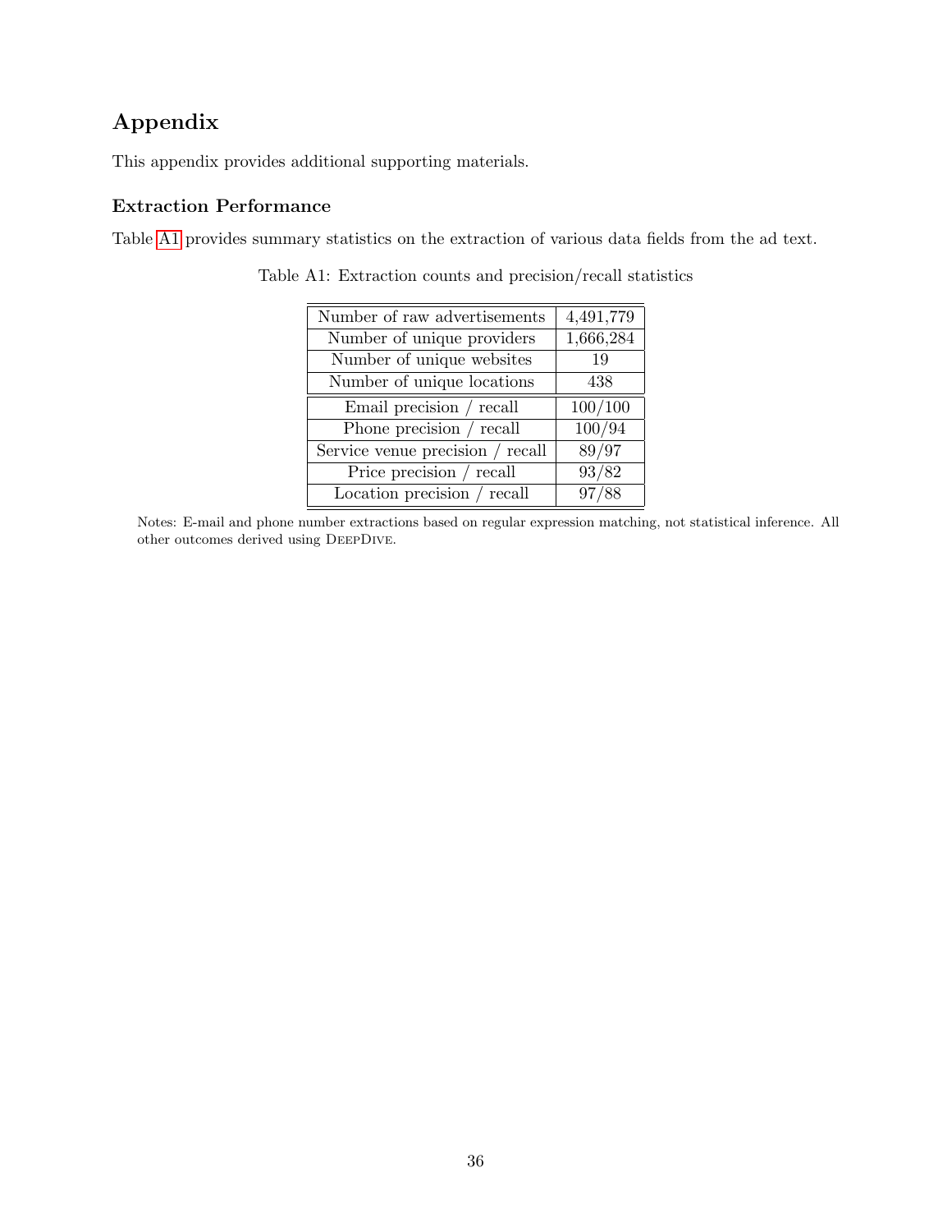# Appendix

This appendix provides additional supporting materials.

### Extraction Performance

Table A1 provides summary statistics on the extraction of various data fields from the ad text.

Table A1: Extraction counts and precision/recall statistics

| | |
|---|---|
| Number of raw advertisements | 4,491,779 |
| Number of unique providers | 1,666,284 |
| Number of unique websites | 19 |
| Number of unique locations | 438 |
| Email precision / recall | 100/100 |
| Phone precision / recall | 100/94 |
| Service venue precision / recall | 89/97 |
| Price precision / recall | 93/82 |
| Location precision / recall | 97/88 |

Notes: E-mail and phone number extractions based on regular expression matching, not statistical inference. All other outcomes derived using DeepDive.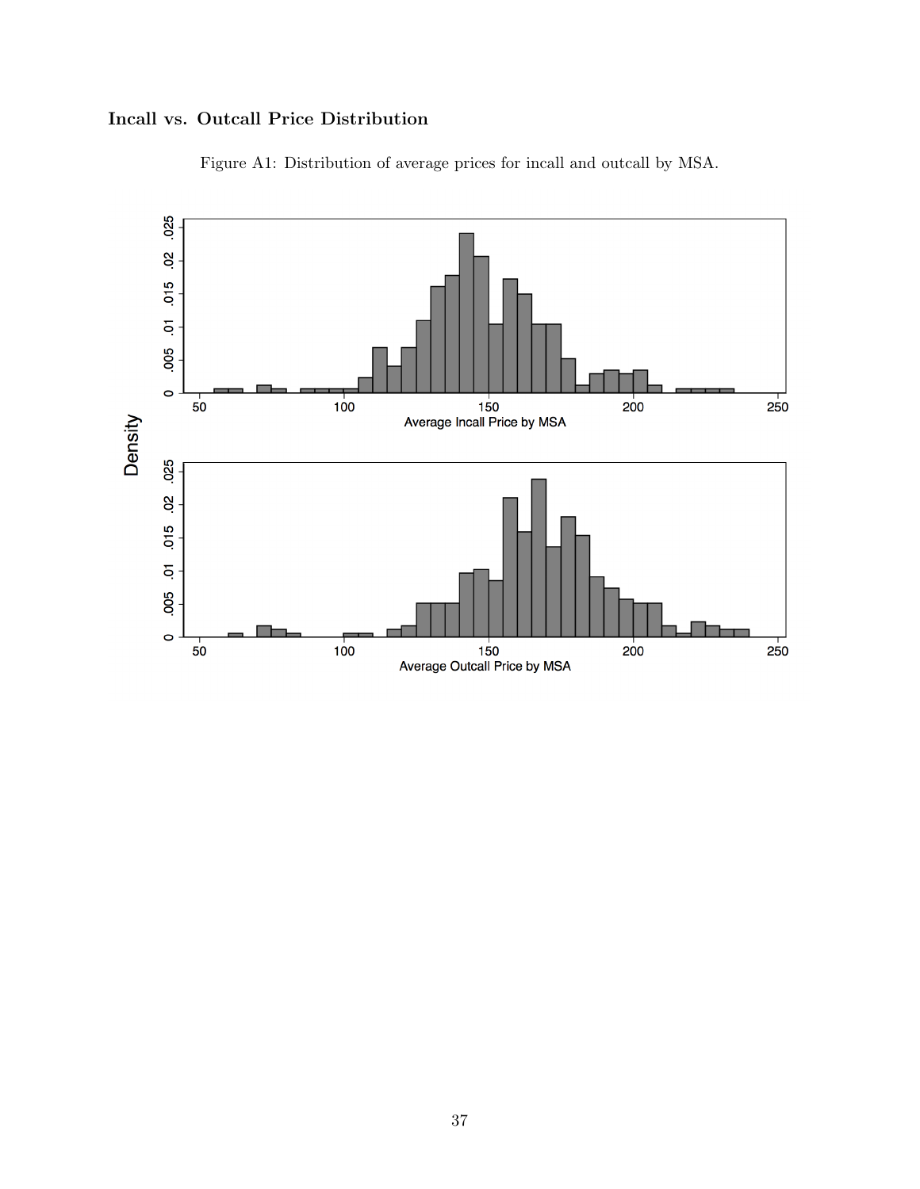### Incall vs. Outcall Price Distribution

Figure A1: Distribution of average prices for incall and outcall by MSA.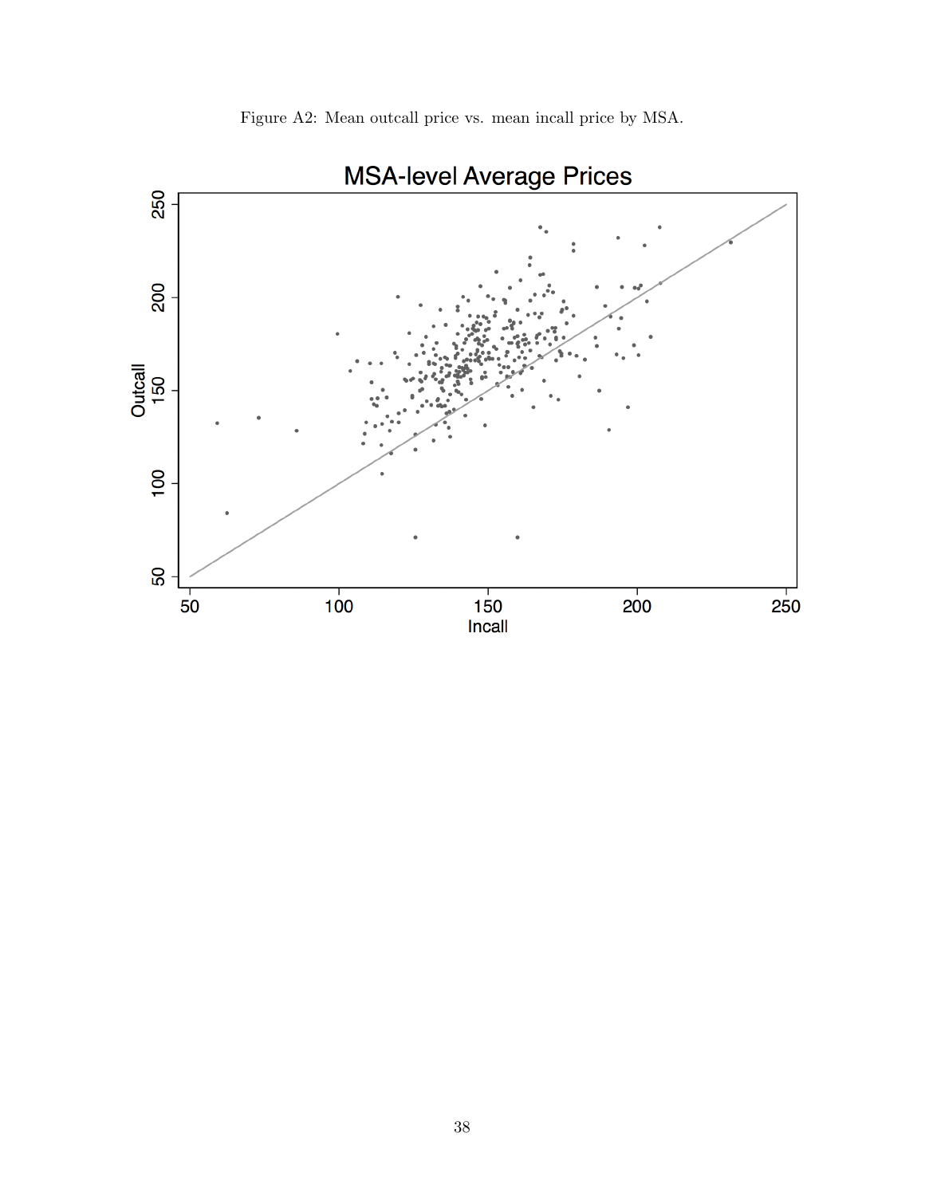Figure A2: Mean outcall price vs. mean incall price by MSA.

MSA-level Average Prices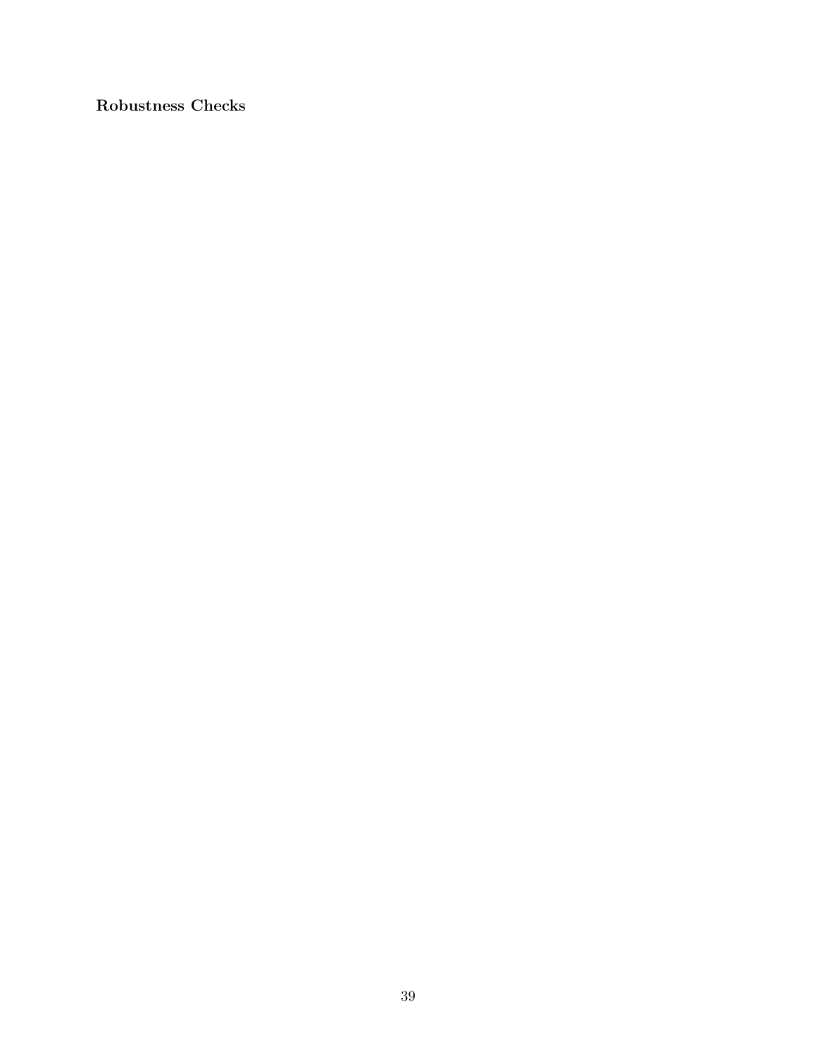**Robustness Checks**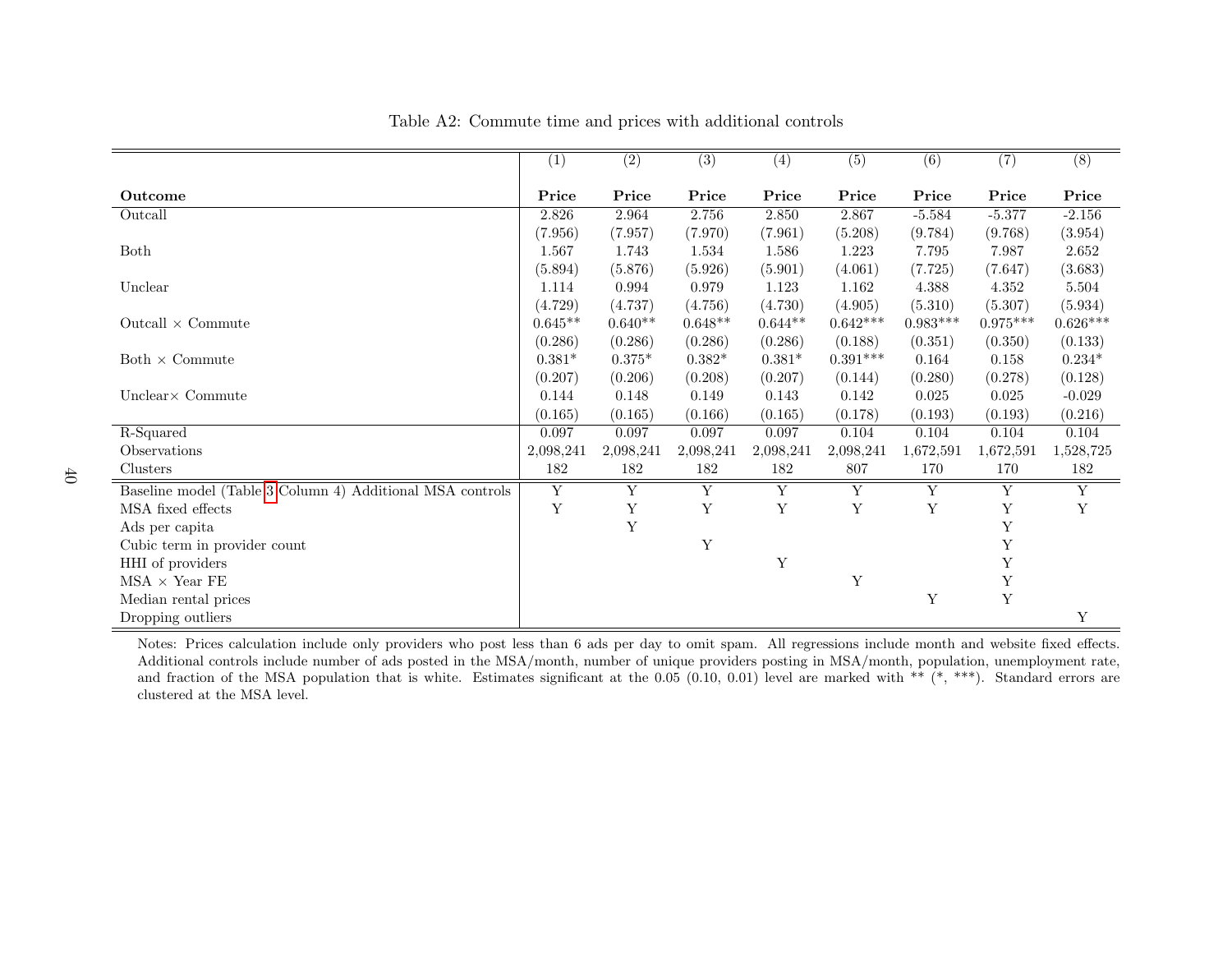Table A2: Commute time and prices with additional controls

| | (1) | (2) | (3) | (4) | (5) | (6) | (7) | (8) |
|---|---|---|---|---|---|---|---|---|
| **Outcome** | **Price** | **Price** | **Price** | **Price** | **Price** | **Price** | **Price** | **Price** |
| Outcall | 2.826 | 2.964 | 2.756 | 2.850 | 2.867 | -5.584 | -5.377 | -2.156 |
| | (7.956) | (7.957) | (7.970) | (7.961) | (5.208) | (9.784) | (9.768) | (3.954) |
| Both | 1.567 | 1.743 | 1.534 | 1.586 | 1.223 | 7.795 | 7.987 | 2.652 |
| | (5.894) | (5.876) | (5.926) | (5.901) | (4.061) | (7.725) | (7.647) | (3.683) |
| Unclear | 1.114 | 0.994 | 0.979 | 1.123 | 1.162 | 4.388 | 4.352 | 5.504 |
| | (4.729) | (4.737) | (4.756) | (4.730) | (4.905) | (5.310) | (5.307) | (5.934) |
| Outcall × Commute | 0.645** | 0.640** | 0.648** | 0.644** | 0.642*** | 0.983*** | 0.975*** | 0.626*** |
| | (0.286) | (0.286) | (0.286) | (0.286) | (0.188) | (0.351) | (0.350) | (0.133) |
| Both × Commute | 0.381* | 0.375* | 0.382* | 0.381* | 0.391*** | 0.164 | 0.158 | 0.234* |
| | (0.207) | (0.206) | (0.208) | (0.207) | (0.144) | (0.280) | (0.278) | (0.128) |
| Unclear× Commute | 0.144 | 0.148 | 0.149 | 0.143 | 0.142 | 0.025 | 0.025 | -0.029 |
| | (0.165) | (0.165) | (0.166) | (0.165) | (0.178) | (0.193) | (0.193) | (0.216) |
| R-Squared | 0.097 | 0.097 | 0.097 | 0.097 | 0.104 | 0.104 | 0.104 | 0.104 |
| Observations | 2,098,241 | 2,098,241 | 2,098,241 | 2,098,241 | 2,098,241 | 1,672,591 | 1,672,591 | 1,528,725 |
| Clusters | 182 | 182 | 182 | 182 | 807 | 170 | 170 | 182 |
| Baseline model (Table 3 Column 4) Additional MSA controls | Y | Y | Y | Y | Y | Y | Y | Y |
| MSA fixed effects | Y | Y | Y | Y | Y | Y | Y | Y |
| Ads per capita | | Y | | | | | Y | |
| Cubic term in provider count | | | Y | | | | Y | |
| HHI of providers | | | | Y | | | Y | |
| MSA × Year FE | | | | | Y | | Y | |
| Median rental prices | | | | | | Y | Y | |
| Dropping outliers | | | | | | | | Y |

Notes: Prices calculation include only providers who post less than 6 ads per day to omit spam. All regressions include month and website fixed effects. Additional controls include number of ads posted in the MSA/month, number of unique providers posting in MSA/month, population, unemployment rate, and fraction of the MSA population that is white. Estimates significant at the 0.05 (0.10, 0.01) level are marked with ** (*, ***). Standard errors are clustered at the MSA level.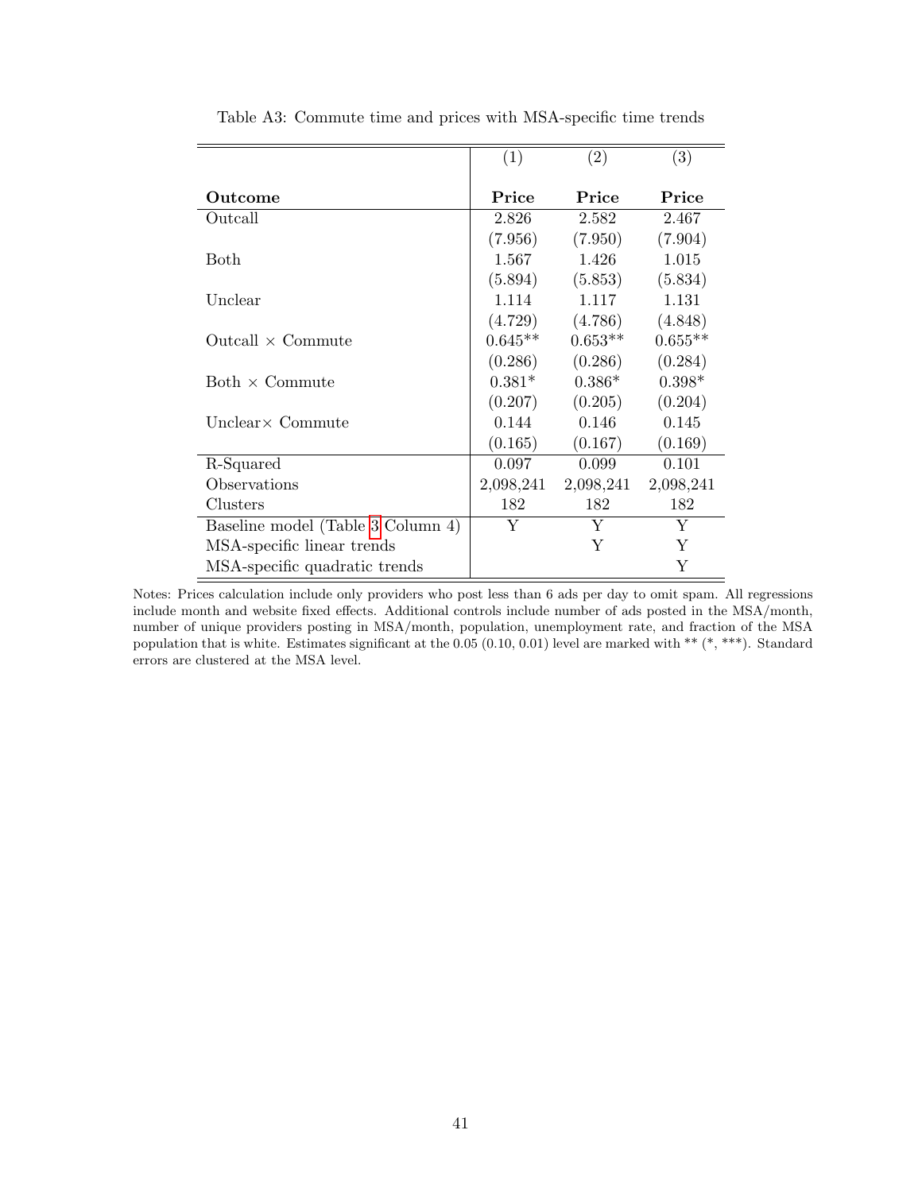Table A3: Commute time and prices with MSA-specific time trends

| | (1) | (2) | (3) |
|---|---|---|---|
| **Outcome** | **Price** | **Price** | **Price** |
| Outcall | 2.826 | 2.582 | 2.467 |
| | (7.956) | (7.950) | (7.904) |
| Both | 1.567 | 1.426 | 1.015 |
| | (5.894) | (5.853) | (5.834) |
| Unclear | 1.114 | 1.117 | 1.131 |
| | (4.729) | (4.786) | (4.848) |
| Outcall × Commute | 0.645** | 0.653** | 0.655** |
| | (0.286) | (0.286) | (0.284) |
| Both × Commute | 0.381* | 0.386* | 0.398* |
| | (0.207) | (0.205) | (0.204) |
| Unclear× Commute | 0.144 | 0.146 | 0.145 |
| | (0.165) | (0.167) | (0.169) |
| R-Squared | 0.097 | 0.099 | 0.101 |
| Observations | 2,098,241 | 2,098,241 | 2,098,241 |
| Clusters | 182 | 182 | 182 |
| Baseline model (Table 3 Column 4) | Y | Y | Y |
| MSA-specific linear trends | | Y | Y |
| MSA-specific quadratic trends | | | Y |

Notes: Prices calculation include only providers who post less than 6 ads per day to omit spam. All regressions include month and website fixed effects. Additional controls include number of ads posted in the MSA/month, number of unique providers posting in MSA/month, population, unemployment rate, and fraction of the MSA population that is white. Estimates significant at the 0.05 (0.10, 0.01) level are marked with ** (*, ***). Standard errors are clustered at the MSA level.